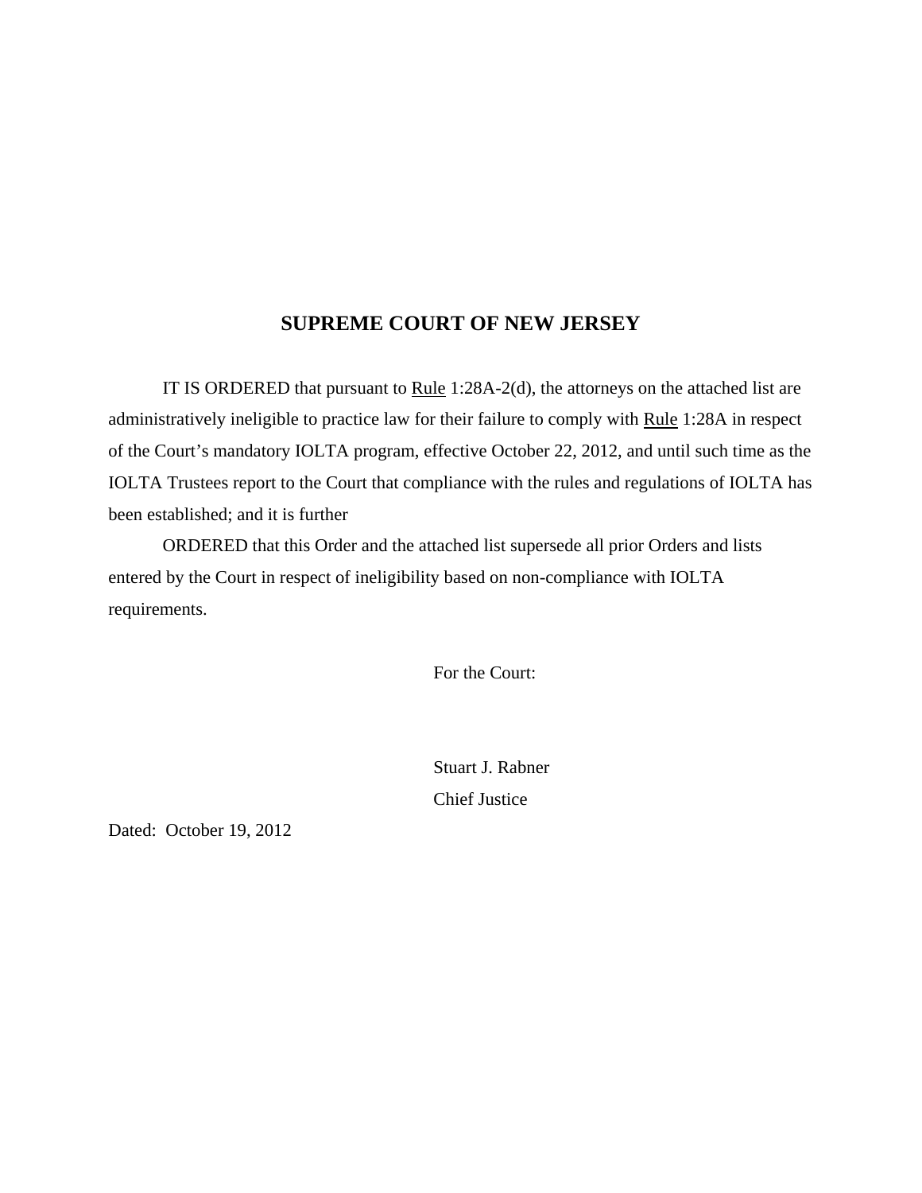# SUPREME COURT OF NEW JERSEY

IT IS ORDERED that pursuant to Rule 1:28A-2(d), the attorneys on the attached list are administratively ineligible to practice law for their failure to comply with Rule 1:28A in respect of the Court's mandatory IOLTA program, effective October 22, 2012, and until such time as the IOLTA Trustees report to the Court that compliance with the rules and regulations of IOLTA has been established; and it is further

ORDERED that this Order and the attached list supersede all prior Orders and lists entered by the Court in respect of ineligibility based on non-compliance with IOLTA requirements.

For the Court:

Stuart J. Rabner
Chief Justice

Dated: October 19, 2012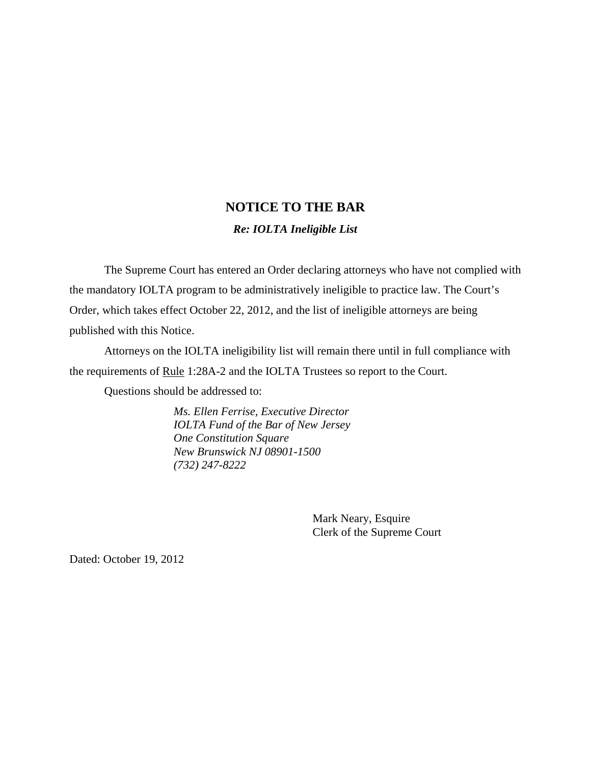# NOTICE TO THE BAR

***Re: IOLTA Ineligible List***

The Supreme Court has entered an Order declaring attorneys who have not complied with the mandatory IOLTA program to be administratively ineligible to practice law. The Court's Order, which takes effect October 22, 2012, and the list of ineligible attorneys are being published with this Notice.

Attorneys on the IOLTA ineligibility list will remain there until in full compliance with the requirements of <u>Rule</u> 1:28A-2 and the IOLTA Trustees so report to the Court.

Questions should be addressed to:

*Ms. Ellen Ferrise, Executive Director*
*IOLTA Fund of the Bar of New Jersey*
*One Constitution Square*
*New Brunswick NJ 08901-1500*
*(732) 247-8222*

Mark Neary, Esquire
Clerk of the Supreme Court

Dated: October 19, 2012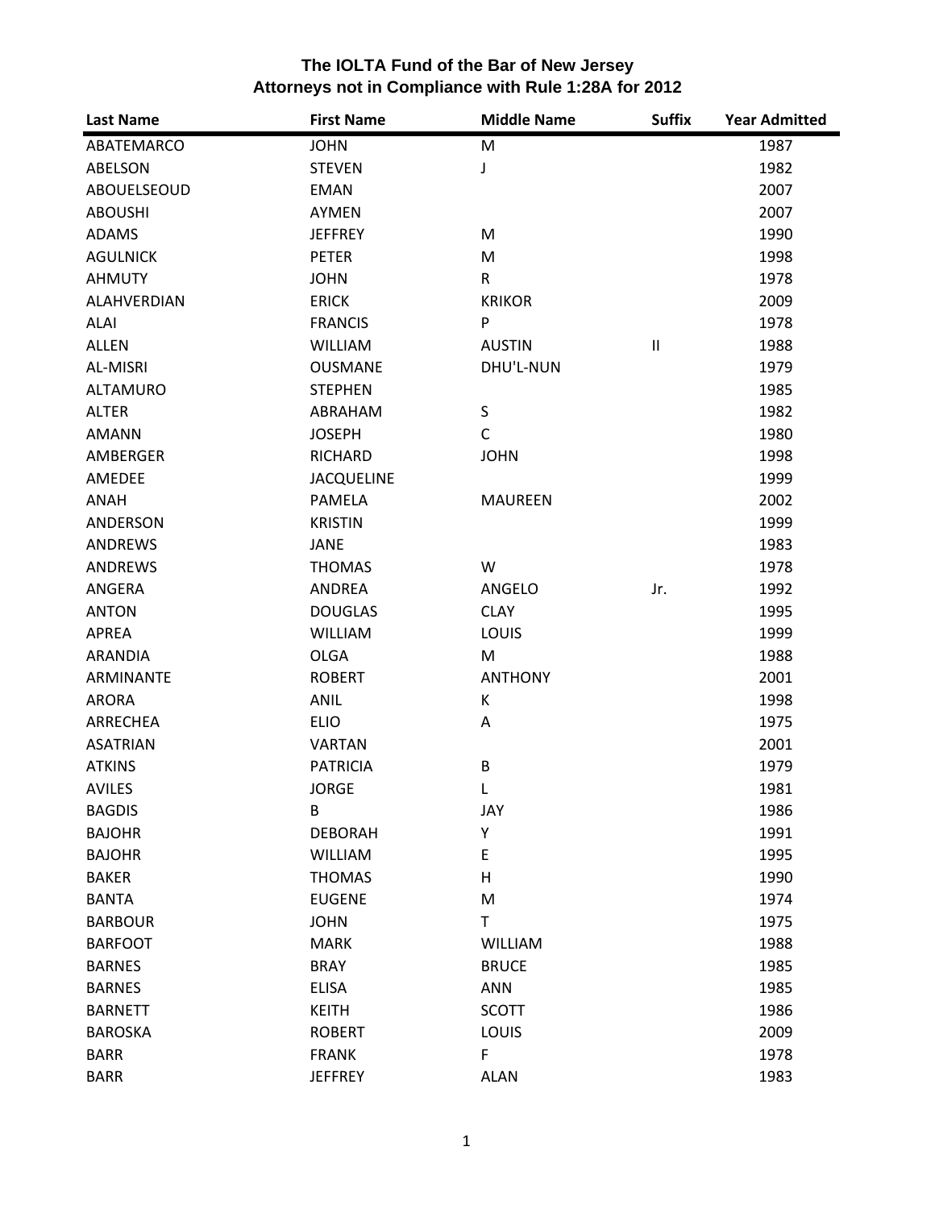# The IOLTA Fund of the Bar of New Jersey
## Attorneys not in Compliance with Rule 1:28A for 2012

| Last Name | First Name | Middle Name | Suffix | Year Admitted |
|---|---|---|---|---|
| ABATEMARCO | JOHN | M | | 1987 |
| ABELSON | STEVEN | J | | 1982 |
| ABOUELSEOUD | EMAN | | | 2007 |
| ABOUSHI | AYMEN | | | 2007 |
| ADAMS | JEFFREY | M | | 1990 |
| AGULNICK | PETER | M | | 1998 |
| AHMUTY | JOHN | R | | 1978 |
| ALAHVERDIAN | ERICK | KRIKOR | | 2009 |
| ALAI | FRANCIS | P | | 1978 |
| ALLEN | WILLIAM | AUSTIN | II | 1988 |
| AL-MISRI | OUSMANE | DHU'L-NUN | | 1979 |
| ALTAMURO | STEPHEN | | | 1985 |
| ALTER | ABRAHAM | S | | 1982 |
| AMANN | JOSEPH | C | | 1980 |
| AMBERGER | RICHARD | JOHN | | 1998 |
| AMEDEE | JACQUELINE | | | 1999 |
| ANAH | PAMELA | MAUREEN | | 2002 |
| ANDERSON | KRISTIN | | | 1999 |
| ANDREWS | JANE | | | 1983 |
| ANDREWS | THOMAS | W | | 1978 |
| ANGERA | ANDREA | ANGELO | Jr. | 1992 |
| ANTON | DOUGLAS | CLAY | | 1995 |
| APREA | WILLIAM | LOUIS | | 1999 |
| ARANDIA | OLGA | M | | 1988 |
| ARMINANTE | ROBERT | ANTHONY | | 2001 |
| ARORA | ANIL | K | | 1998 |
| ARRECHEA | ELIO | A | | 1975 |
| ASATRIAN | VARTAN | | | 2001 |
| ATKINS | PATRICIA | B | | 1979 |
| AVILES | JORGE | L | | 1981 |
| BAGDIS | B | JAY | | 1986 |
| BAJOHR | DEBORAH | Y | | 1991 |
| BAJOHR | WILLIAM | E | | 1995 |
| BAKER | THOMAS | H | | 1990 |
| BANTA | EUGENE | M | | 1974 |
| BARBOUR | JOHN | T | | 1975 |
| BARFOOT | MARK | WILLIAM | | 1988 |
| BARNES | BRAY | BRUCE | | 1985 |
| BARNES | ELISA | ANN | | 1985 |
| BARNETT | KEITH | SCOTT | | 1986 |
| BAROSKA | ROBERT | LOUIS | | 2009 |
| BARR | FRANK | F | | 1978 |
| BARR | JEFFREY | ALAN | | 1983 |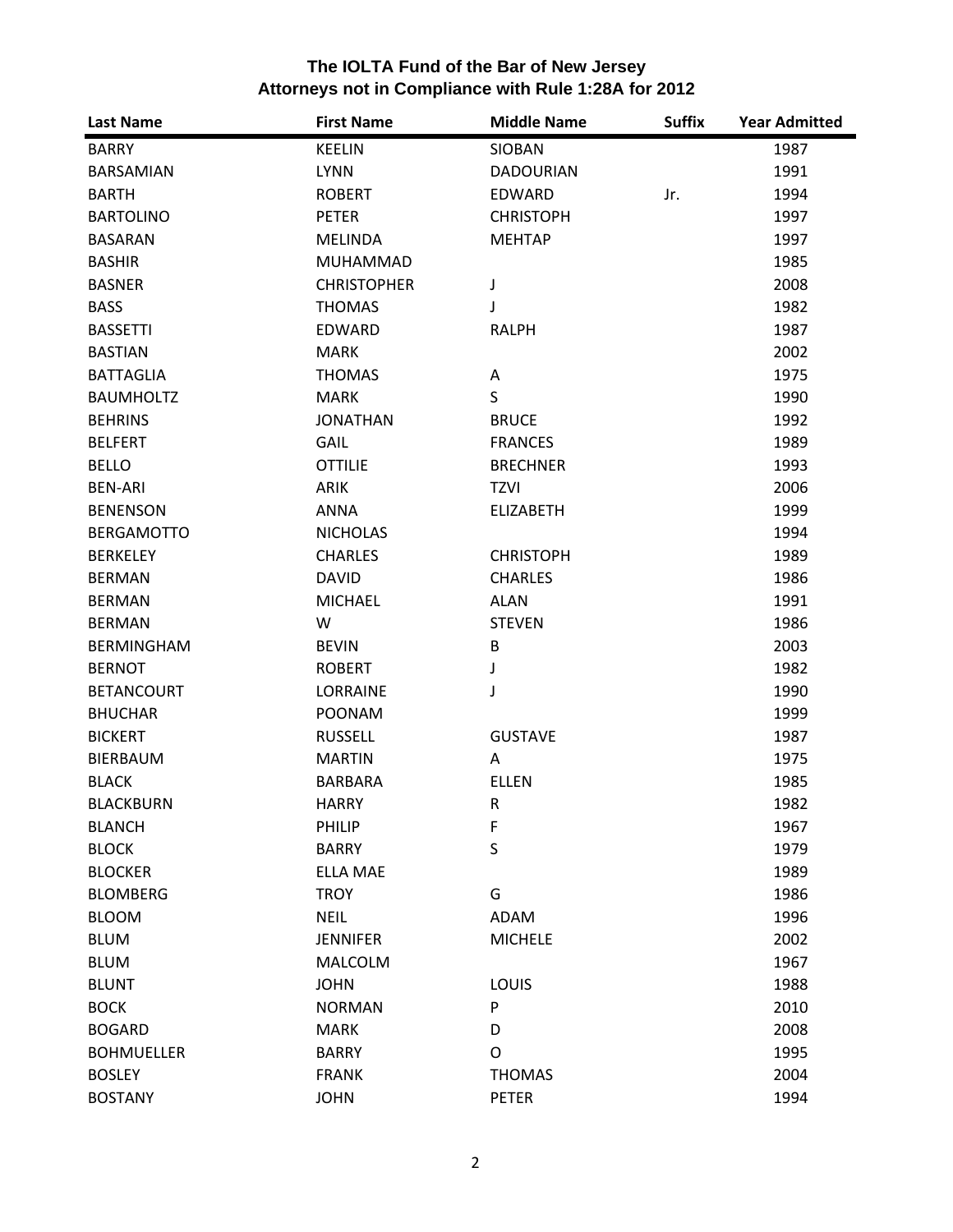# The IOLTA Fund of the Bar of New Jersey
## Attorneys not in Compliance with Rule 1:28A for 2012

| Last Name | First Name | Middle Name | Suffix | Year Admitted |
|---|---|---|---|---|
| BARRY | KEELIN | SIOBAN | | 1987 |
| BARSAMIAN | LYNN | DADOURIAN | | 1991 |
| BARTH | ROBERT | EDWARD | Jr. | 1994 |
| BARTOLINO | PETER | CHRISTOPH | | 1997 |
| BASARAN | MELINDA | MEHTAP | | 1997 |
| BASHIR | MUHAMMAD | | | 1985 |
| BASNER | CHRISTOPHER | J | | 2008 |
| BASS | THOMAS | J | | 1982 |
| BASSETTI | EDWARD | RALPH | | 1987 |
| BASTIAN | MARK | | | 2002 |
| BATTAGLIA | THOMAS | A | | 1975 |
| BAUMHOLTZ | MARK | S | | 1990 |
| BEHRINS | JONATHAN | BRUCE | | 1992 |
| BELFERT | GAIL | FRANCES | | 1989 |
| BELLO | OTTILIE | BRECHNER | | 1993 |
| BEN-ARI | ARIK | TZVI | | 2006 |
| BENENSON | ANNA | ELIZABETH | | 1999 |
| BERGAMOTTO | NICHOLAS | | | 1994 |
| BERKELEY | CHARLES | CHRISTOPH | | 1989 |
| BERMAN | DAVID | CHARLES | | 1986 |
| BERMAN | MICHAEL | ALAN | | 1991 |
| BERMAN | W | STEVEN | | 1986 |
| BERMINGHAM | BEVIN | B | | 2003 |
| BERNOT | ROBERT | J | | 1982 |
| BETANCOURT | LORRAINE | J | | 1990 |
| BHUCHAR | POONAM | | | 1999 |
| BICKERT | RUSSELL | GUSTAVE | | 1987 |
| BIERBAUM | MARTIN | A | | 1975 |
| BLACK | BARBARA | ELLEN | | 1985 |
| BLACKBURN | HARRY | R | | 1982 |
| BLANCH | PHILIP | F | | 1967 |
| BLOCK | BARRY | S | | 1979 |
| BLOCKER | ELLA MAE | | | 1989 |
| BLOMBERG | TROY | G | | 1986 |
| BLOOM | NEIL | ADAM | | 1996 |
| BLUM | JENNIFER | MICHELE | | 2002 |
| BLUM | MALCOLM | | | 1967 |
| BLUNT | JOHN | LOUIS | | 1988 |
| BOCK | NORMAN | P | | 2010 |
| BOGARD | MARK | D | | 2008 |
| BOHMUELLER | BARRY | O | | 1995 |
| BOSLEY | FRANK | THOMAS | | 2004 |
| BOSTANY | JOHN | PETER | | 1994 |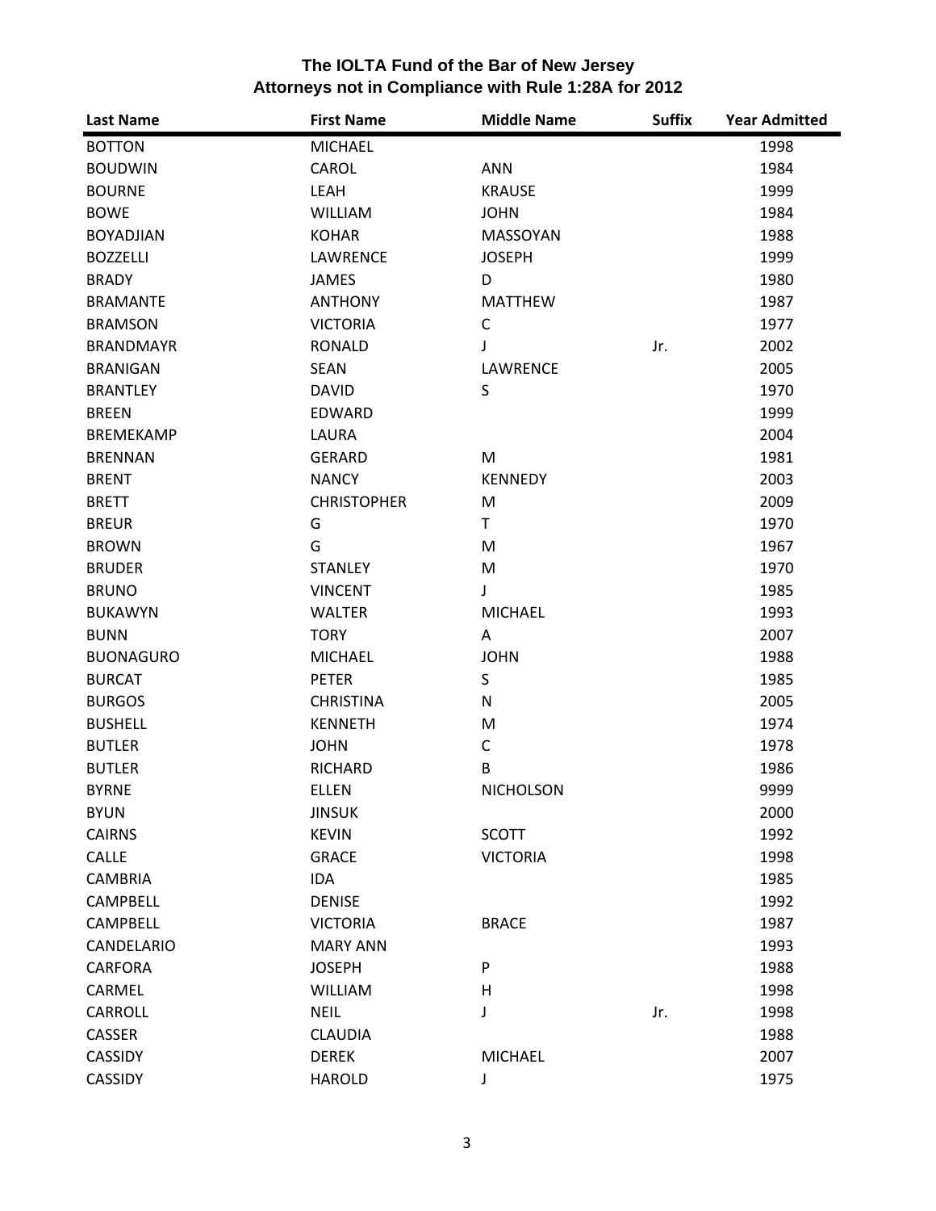# The IOLTA Fund of the Bar of New Jersey
## Attorneys not in Compliance with Rule 1:28A for 2012

| Last Name | First Name | Middle Name | Suffix | Year Admitted |
|---|---|---|---|---|
| BOTTON | MICHAEL | | | 1998 |
| BOUDWIN | CAROL | ANN | | 1984 |
| BOURNE | LEAH | KRAUSE | | 1999 |
| BOWE | WILLIAM | JOHN | | 1984 |
| BOYADJIAN | KOHAR | MASSOYAN | | 1988 |
| BOZZELLI | LAWRENCE | JOSEPH | | 1999 |
| BRADY | JAMES | D | | 1980 |
| BRAMANTE | ANTHONY | MATTHEW | | 1987 |
| BRAMSON | VICTORIA | C | | 1977 |
| BRANDMAYR | RONALD | J | Jr. | 2002 |
| BRANIGAN | SEAN | LAWRENCE | | 2005 |
| BRANTLEY | DAVID | S | | 1970 |
| BREEN | EDWARD | | | 1999 |
| BREMEKAMP | LAURA | | | 2004 |
| BRENNAN | GERARD | M | | 1981 |
| BRENT | NANCY | KENNEDY | | 2003 |
| BRETT | CHRISTOPHER | M | | 2009 |
| BREUR | G | T | | 1970 |
| BROWN | G | M | | 1967 |
| BRUDER | STANLEY | M | | 1970 |
| BRUNO | VINCENT | J | | 1985 |
| BUKAWYN | WALTER | MICHAEL | | 1993 |
| BUNN | TORY | A | | 2007 |
| BUONAGURO | MICHAEL | JOHN | | 1988 |
| BURCAT | PETER | S | | 1985 |
| BURGOS | CHRISTINA | N | | 2005 |
| BUSHELL | KENNETH | M | | 1974 |
| BUTLER | JOHN | C | | 1978 |
| BUTLER | RICHARD | B | | 1986 |
| BYRNE | ELLEN | NICHOLSON | | 9999 |
| BYUN | JINSUK | | | 2000 |
| CAIRNS | KEVIN | SCOTT | | 1992 |
| CALLE | GRACE | VICTORIA | | 1998 |
| CAMBRIA | IDA | | | 1985 |
| CAMPBELL | DENISE | | | 1992 |
| CAMPBELL | VICTORIA | BRACE | | 1987 |
| CANDELARIO | MARY ANN | | | 1993 |
| CARFORA | JOSEPH | P | | 1988 |
| CARMEL | WILLIAM | H | | 1998 |
| CARROLL | NEIL | J | Jr. | 1998 |
| CASSER | CLAUDIA | | | 1988 |
| CASSIDY | DEREK | MICHAEL | | 2007 |
| CASSIDY | HAROLD | J | | 1975 |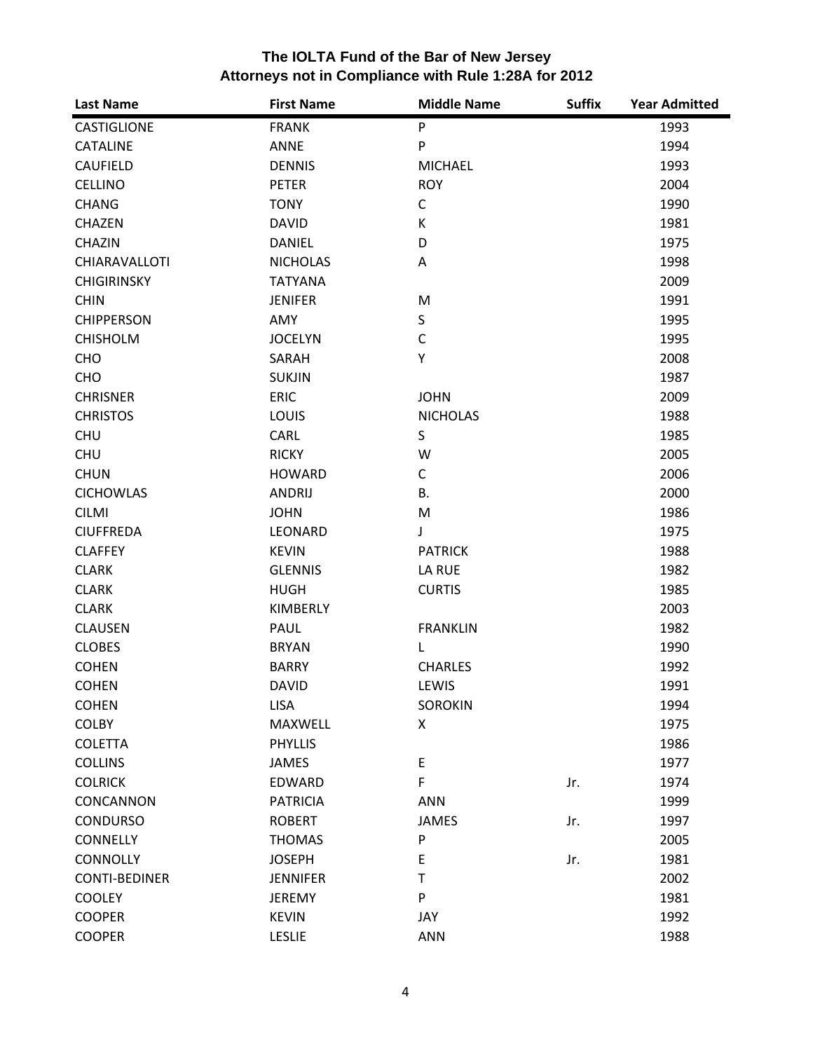# The IOLTA Fund of the Bar of New Jersey
## Attorneys not in Compliance with Rule 1:28A for 2012

| Last Name | First Name | Middle Name | Suffix | Year Admitted |
|---|---|---|---|---|
| CASTIGLIONE | FRANK | P | | 1993 |
| CATALINE | ANNE | P | | 1994 |
| CAUFIELD | DENNIS | MICHAEL | | 1993 |
| CELLINO | PETER | ROY | | 2004 |
| CHANG | TONY | C | | 1990 |
| CHAZEN | DAVID | K | | 1981 |
| CHAZIN | DANIEL | D | | 1975 |
| CHIARAVALLOTI | NICHOLAS | A | | 1998 |
| CHIGIRINSKY | TATYANA | | | 2009 |
| CHIN | JENIFER | M | | 1991 |
| CHIPPERSON | AMY | S | | 1995 |
| CHISHOLM | JOCELYN | C | | 1995 |
| CHO | SARAH | Y | | 2008 |
| CHO | SUKJIN | | | 1987 |
| CHRISNER | ERIC | JOHN | | 2009 |
| CHRISTOS | LOUIS | NICHOLAS | | 1988 |
| CHU | CARL | S | | 1985 |
| CHU | RICKY | W | | 2005 |
| CHUN | HOWARD | C | | 2006 |
| CICHOWLAS | ANDRIJ | B. | | 2000 |
| CILMI | JOHN | M | | 1986 |
| CIUFFREDA | LEONARD | J | | 1975 |
| CLAFFEY | KEVIN | PATRICK | | 1988 |
| CLARK | GLENNIS | LA RUE | | 1982 |
| CLARK | HUGH | CURTIS | | 1985 |
| CLARK | KIMBERLY | | | 2003 |
| CLAUSEN | PAUL | FRANKLIN | | 1982 |
| CLOBES | BRYAN | L | | 1990 |
| COHEN | BARRY | CHARLES | | 1992 |
| COHEN | DAVID | LEWIS | | 1991 |
| COHEN | LISA | SOROKIN | | 1994 |
| COLBY | MAXWELL | X | | 1975 |
| COLETTA | PHYLLIS | | | 1986 |
| COLLINS | JAMES | E | | 1977 |
| COLRICK | EDWARD | F | Jr. | 1974 |
| CONCANNON | PATRICIA | ANN | | 1999 |
| CONDURSO | ROBERT | JAMES | Jr. | 1997 |
| CONNELLY | THOMAS | P | | 2005 |
| CONNOLLY | JOSEPH | E | Jr. | 1981 |
| CONTI-BEDINER | JENNIFER | T | | 2002 |
| COOLEY | JEREMY | P | | 1981 |
| COOPER | KEVIN | JAY | | 1992 |
| COOPER | LESLIE | ANN | | 1988 |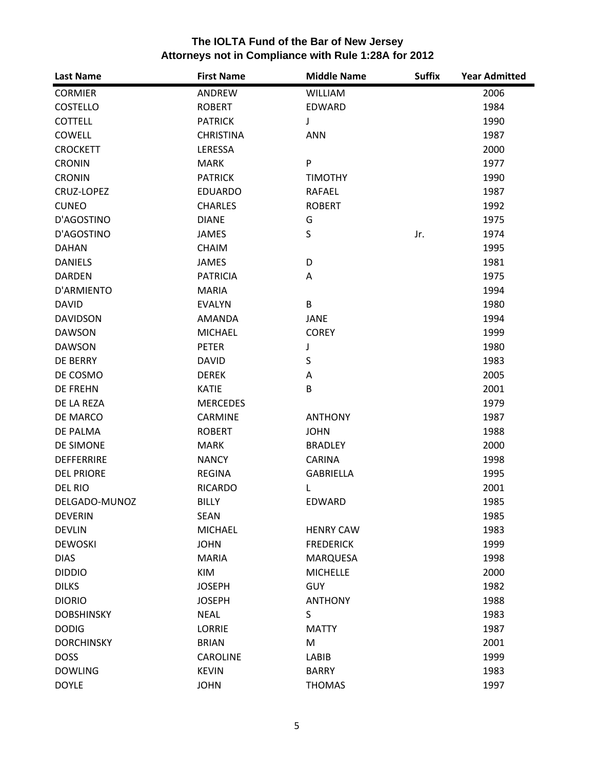# The IOLTA Fund of the Bar of New Jersey
## Attorneys not in Compliance with Rule 1:28A for 2012

| Last Name | First Name | Middle Name | Suffix | Year Admitted |
|---|---|---|---|---|
| CORMIER | ANDREW | WILLIAM | | 2006 |
| COSTELLO | ROBERT | EDWARD | | 1984 |
| COTTELL | PATRICK | J | | 1990 |
| COWELL | CHRISTINA | ANN | | 1987 |
| CROCKETT | LERESSA | | | 2000 |
| CRONIN | MARK | P | | 1977 |
| CRONIN | PATRICK | TIMOTHY | | 1990 |
| CRUZ-LOPEZ | EDUARDO | RAFAEL | | 1987 |
| CUNEO | CHARLES | ROBERT | | 1992 |
| D'AGOSTINO | DIANE | G | | 1975 |
| D'AGOSTINO | JAMES | S | Jr. | 1974 |
| DAHAN | CHAIM | | | 1995 |
| DANIELS | JAMES | D | | 1981 |
| DARDEN | PATRICIA | A | | 1975 |
| D'ARMIENTO | MARIA | | | 1994 |
| DAVID | EVALYN | B | | 1980 |
| DAVIDSON | AMANDA | JANE | | 1994 |
| DAWSON | MICHAEL | COREY | | 1999 |
| DAWSON | PETER | J | | 1980 |
| DE BERRY | DAVID | S | | 1983 |
| DE COSMO | DEREK | A | | 2005 |
| DE FREHN | KATIE | B | | 2001 |
| DE LA REZA | MERCEDES | | | 1979 |
| DE MARCO | CARMINE | ANTHONY | | 1987 |
| DE PALMA | ROBERT | JOHN | | 1988 |
| DE SIMONE | MARK | BRADLEY | | 2000 |
| DEFFERRIRE | NANCY | CARINA | | 1998 |
| DEL PRIORE | REGINA | GABRIELLA | | 1995 |
| DEL RIO | RICARDO | L | | 2001 |
| DELGADO-MUNOZ | BILLY | EDWARD | | 1985 |
| DEVERIN | SEAN | | | 1985 |
| DEVLIN | MICHAEL | HENRY CAW | | 1983 |
| DEWOSKI | JOHN | FREDERICK | | 1999 |
| DIAS | MARIA | MARQUESA | | 1998 |
| DIDDIO | KIM | MICHELLE | | 2000 |
| DILKS | JOSEPH | GUY | | 1982 |
| DIORIO | JOSEPH | ANTHONY | | 1988 |
| DOBSHINSKY | NEAL | S | | 1983 |
| DODIG | LORRIE | MATTY | | 1987 |
| DORCHINSKY | BRIAN | M | | 2001 |
| DOSS | CAROLINE | LABIB | | 1999 |
| DOWLING | KEVIN | BARRY | | 1983 |
| DOYLE | JOHN | THOMAS | | 1997 |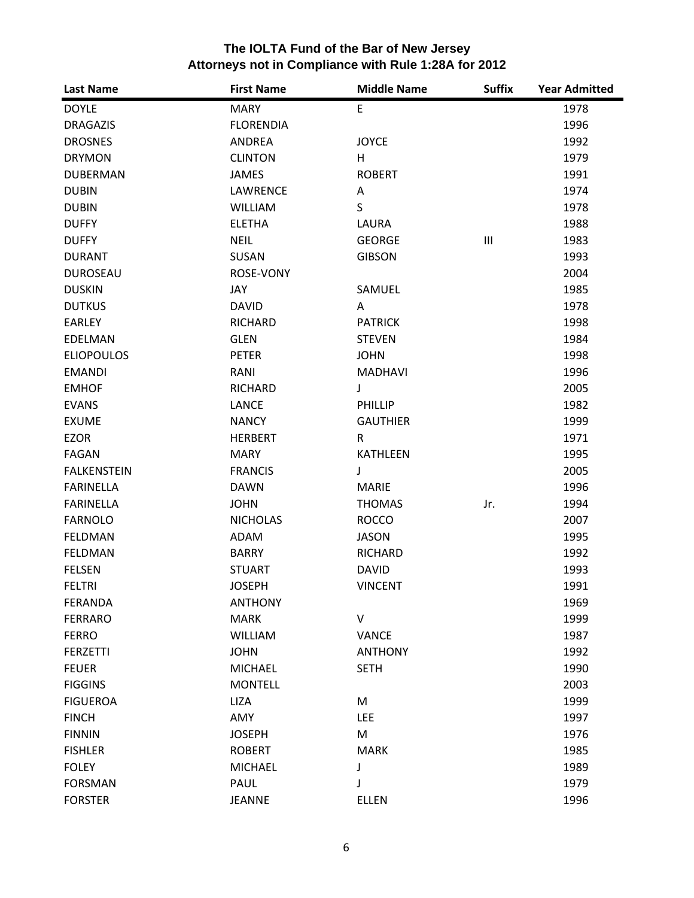# The IOLTA Fund of the Bar of New Jersey
## Attorneys not in Compliance with Rule 1:28A for 2012

| Last Name | First Name | Middle Name | Suffix | Year Admitted |
|---|---|---|---|---|
| DOYLE | MARY | E | | 1978 |
| DRAGAZIS | FLORENDIA | | | 1996 |
| DROSNES | ANDREA | JOYCE | | 1992 |
| DRYMON | CLINTON | H | | 1979 |
| DUBERMAN | JAMES | ROBERT | | 1991 |
| DUBIN | LAWRENCE | A | | 1974 |
| DUBIN | WILLIAM | S | | 1978 |
| DUFFY | ELETHA | LAURA | | 1988 |
| DUFFY | NEIL | GEORGE | III | 1983 |
| DURANT | SUSAN | GIBSON | | 1993 |
| DUROSEAU | ROSE-VONY | | | 2004 |
| DUSKIN | JAY | SAMUEL | | 1985 |
| DUTKUS | DAVID | A | | 1978 |
| EARLEY | RICHARD | PATRICK | | 1998 |
| EDELMAN | GLEN | STEVEN | | 1984 |
| ELIOPOULOS | PETER | JOHN | | 1998 |
| EMANDI | RANI | MADHAVI | | 1996 |
| EMHOF | RICHARD | J | | 2005 |
| EVANS | LANCE | PHILLIP | | 1982 |
| EXUME | NANCY | GAUTHIER | | 1999 |
| EZOR | HERBERT | R | | 1971 |
| FAGAN | MARY | KATHLEEN | | 1995 |
| FALKENSTEIN | FRANCIS | J | | 2005 |
| FARINELLA | DAWN | MARIE | | 1996 |
| FARINELLA | JOHN | THOMAS | Jr. | 1994 |
| FARNOLO | NICHOLAS | ROCCO | | 2007 |
| FELDMAN | ADAM | JASON | | 1995 |
| FELDMAN | BARRY | RICHARD | | 1992 |
| FELSEN | STUART | DAVID | | 1993 |
| FELTRI | JOSEPH | VINCENT | | 1991 |
| FERANDA | ANTHONY | | | 1969 |
| FERRARO | MARK | V | | 1999 |
| FERRO | WILLIAM | VANCE | | 1987 |
| FERZETTI | JOHN | ANTHONY | | 1992 |
| FEUER | MICHAEL | SETH | | 1990 |
| FIGGINS | MONTELL | | | 2003 |
| FIGUEROA | LIZA | M | | 1999 |
| FINCH | AMY | LEE | | 1997 |
| FINNIN | JOSEPH | M | | 1976 |
| FISHLER | ROBERT | MARK | | 1985 |
| FOLEY | MICHAEL | J | | 1989 |
| FORSMAN | PAUL | J | | 1979 |
| FORSTER | JEANNE | ELLEN | | 1996 |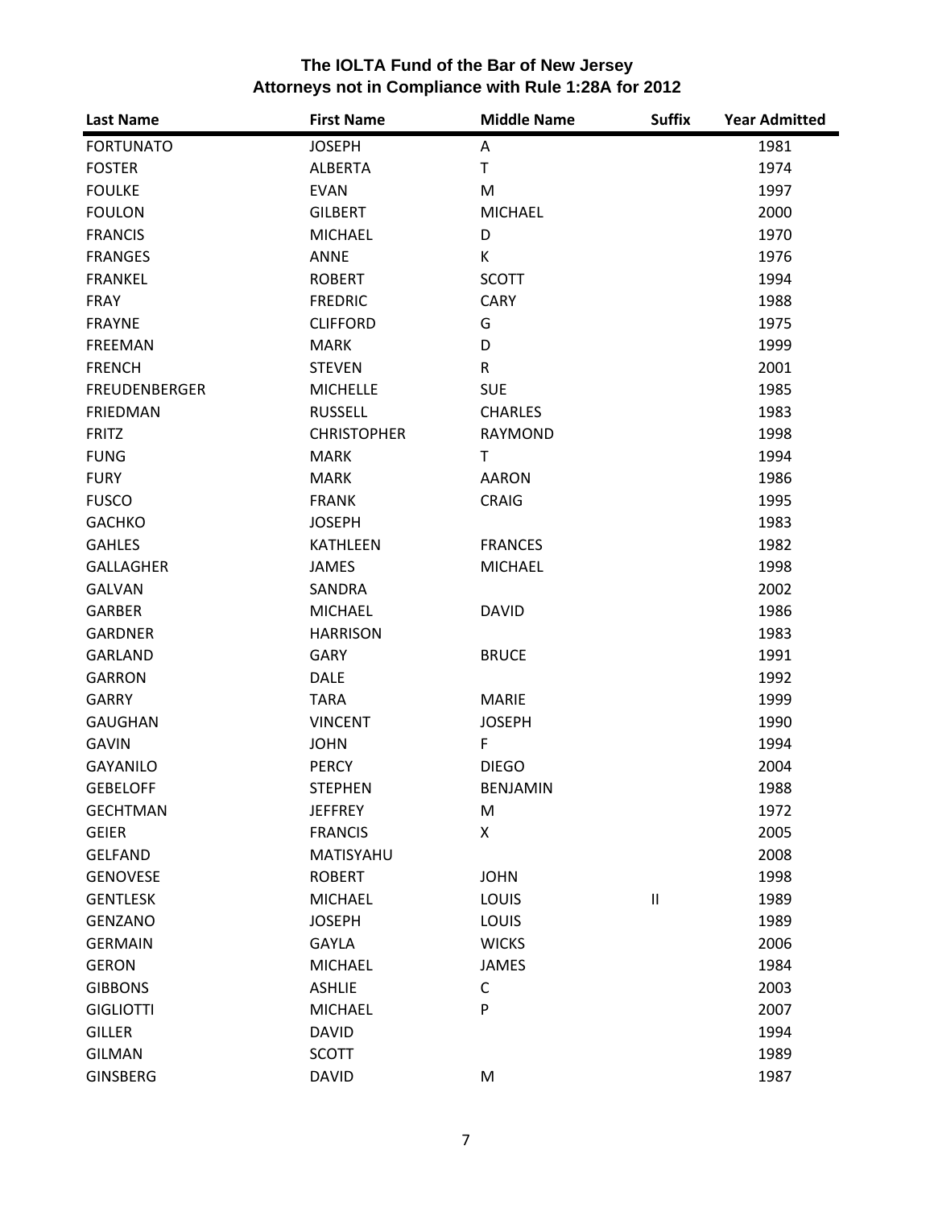## The IOLTA Fund of the Bar of New Jersey
## Attorneys not in Compliance with Rule 1:28A for 2012

| Last Name | First Name | Middle Name | Suffix | Year Admitted |
|---|---|---|---|---|
| FORTUNATO | JOSEPH | A | | 1981 |
| FOSTER | ALBERTA | T | | 1974 |
| FOULKE | EVAN | M | | 1997 |
| FOULON | GILBERT | MICHAEL | | 2000 |
| FRANCIS | MICHAEL | D | | 1970 |
| FRANGES | ANNE | K | | 1976 |
| FRANKEL | ROBERT | SCOTT | | 1994 |
| FRAY | FREDRIC | CARY | | 1988 |
| FRAYNE | CLIFFORD | G | | 1975 |
| FREEMAN | MARK | D | | 1999 |
| FRENCH | STEVEN | R | | 2001 |
| FREUDENBERGER | MICHELLE | SUE | | 1985 |
| FRIEDMAN | RUSSELL | CHARLES | | 1983 |
| FRITZ | CHRISTOPHER | RAYMOND | | 1998 |
| FUNG | MARK | T | | 1994 |
| FURY | MARK | AARON | | 1986 |
| FUSCO | FRANK | CRAIG | | 1995 |
| GACHKO | JOSEPH | | | 1983 |
| GAHLES | KATHLEEN | FRANCES | | 1982 |
| GALLAGHER | JAMES | MICHAEL | | 1998 |
| GALVAN | SANDRA | | | 2002 |
| GARBER | MICHAEL | DAVID | | 1986 |
| GARDNER | HARRISON | | | 1983 |
| GARLAND | GARY | BRUCE | | 1991 |
| GARRON | DALE | | | 1992 |
| GARRY | TARA | MARIE | | 1999 |
| GAUGHAN | VINCENT | JOSEPH | | 1990 |
| GAVIN | JOHN | F | | 1994 |
| GAYANILO | PERCY | DIEGO | | 2004 |
| GEBELOFF | STEPHEN | BENJAMIN | | 1988 |
| GECHTMAN | JEFFREY | M | | 1972 |
| GEIER | FRANCIS | X | | 2005 |
| GELFAND | MATISYAHU | | | 2008 |
| GENOVESE | ROBERT | JOHN | | 1998 |
| GENTLESK | MICHAEL | LOUIS | II | 1989 |
| GENZANO | JOSEPH | LOUIS | | 1989 |
| GERMAIN | GAYLA | WICKS | | 2006 |
| GERON | MICHAEL | JAMES | | 1984 |
| GIBBONS | ASHLIE | C | | 2003 |
| GIGLIOTTI | MICHAEL | P | | 2007 |
| GILLER | DAVID | | | 1994 |
| GILMAN | SCOTT | | | 1989 |
| GINSBERG | DAVID | M | | 1987 |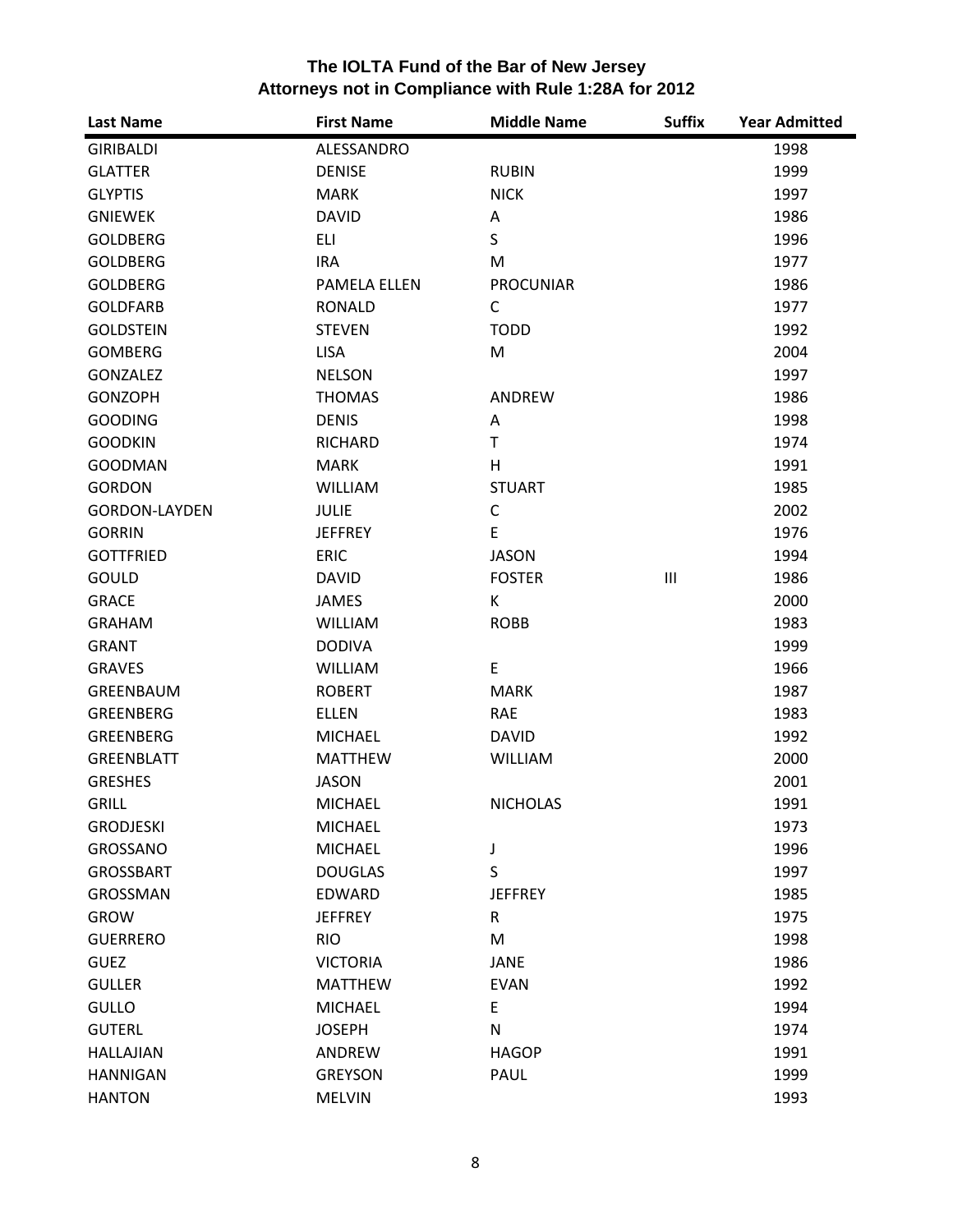## The IOLTA Fund of the Bar of New Jersey
## Attorneys not in Compliance with Rule 1:28A for 2012

| Last Name | First Name | Middle Name | Suffix | Year Admitted |
|---|---|---|---|---|
| GIRIBALDI | ALESSANDRO | | | 1998 |
| GLATTER | DENISE | RUBIN | | 1999 |
| GLYPTIS | MARK | NICK | | 1997 |
| GNIEWEK | DAVID | A | | 1986 |
| GOLDBERG | ELI | S | | 1996 |
| GOLDBERG | IRA | M | | 1977 |
| GOLDBERG | PAMELA ELLEN | PROCUNIAR | | 1986 |
| GOLDFARB | RONALD | C | | 1977 |
| GOLDSTEIN | STEVEN | TODD | | 1992 |
| GOMBERG | LISA | M | | 2004 |
| GONZALEZ | NELSON | | | 1997 |
| GONZOPH | THOMAS | ANDREW | | 1986 |
| GOODING | DENIS | A | | 1998 |
| GOODKIN | RICHARD | T | | 1974 |
| GOODMAN | MARK | H | | 1991 |
| GORDON | WILLIAM | STUART | | 1985 |
| GORDON-LAYDEN | JULIE | C | | 2002 |
| GORRIN | JEFFREY | E | | 1976 |
| GOTTFRIED | ERIC | JASON | | 1994 |
| GOULD | DAVID | FOSTER | III | 1986 |
| GRACE | JAMES | K | | 2000 |
| GRAHAM | WILLIAM | ROBB | | 1983 |
| GRANT | DODIVA | | | 1999 |
| GRAVES | WILLIAM | E | | 1966 |
| GREENBAUM | ROBERT | MARK | | 1987 |
| GREENBERG | ELLEN | RAE | | 1983 |
| GREENBERG | MICHAEL | DAVID | | 1992 |
| GREENBLATT | MATTHEW | WILLIAM | | 2000 |
| GRESHES | JASON | | | 2001 |
| GRILL | MICHAEL | NICHOLAS | | 1991 |
| GRODJESKI | MICHAEL | | | 1973 |
| GROSSANO | MICHAEL | J | | 1996 |
| GROSSBART | DOUGLAS | S | | 1997 |
| GROSSMAN | EDWARD | JEFFREY | | 1985 |
| GROW | JEFFREY | R | | 1975 |
| GUERRERO | RIO | M | | 1998 |
| GUEZ | VICTORIA | JANE | | 1986 |
| GULLER | MATTHEW | EVAN | | 1992 |
| GULLO | MICHAEL | E | | 1994 |
| GUTERL | JOSEPH | N | | 1974 |
| HALLAJIAN | ANDREW | HAGOP | | 1991 |
| HANNIGAN | GREYSON | PAUL | | 1999 |
| HANTON | MELVIN | | | 1993 |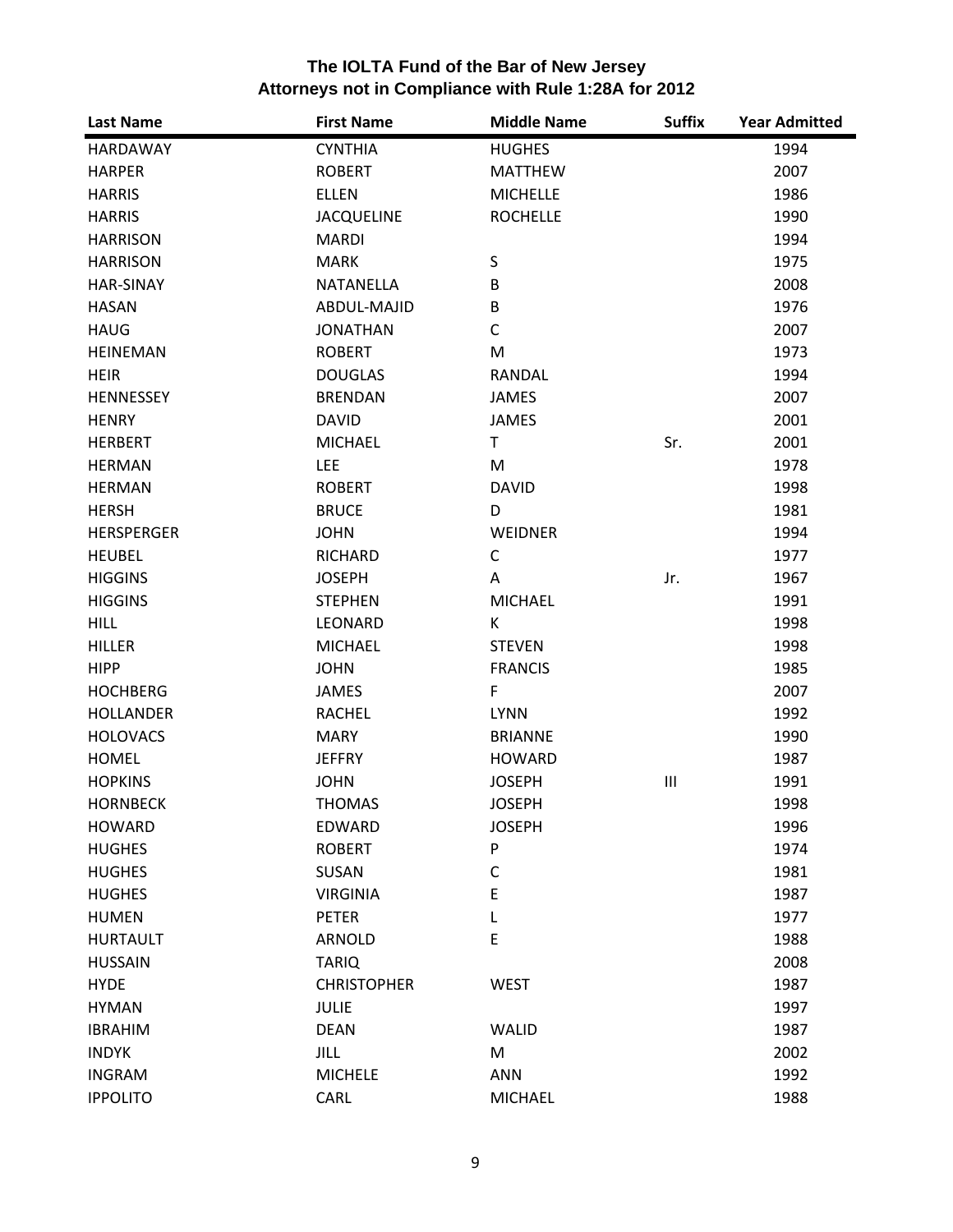# The IOLTA Fund of the Bar of New Jersey
## Attorneys not in Compliance with Rule 1:28A for 2012

| Last Name | First Name | Middle Name | Suffix | Year Admitted |
|---|---|---|---|---|
| HARDAWAY | CYNTHIA | HUGHES | | 1994 |
| HARPER | ROBERT | MATTHEW | | 2007 |
| HARRIS | ELLEN | MICHELLE | | 1986 |
| HARRIS | JACQUELINE | ROCHELLE | | 1990 |
| HARRISON | MARDI | | | 1994 |
| HARRISON | MARK | S | | 1975 |
| HAR-SINAY | NATANELLA | B | | 2008 |
| HASAN | ABDUL-MAJID | B | | 1976 |
| HAUG | JONATHAN | C | | 2007 |
| HEINEMAN | ROBERT | M | | 1973 |
| HEIR | DOUGLAS | RANDAL | | 1994 |
| HENNESSEY | BRENDAN | JAMES | | 2007 |
| HENRY | DAVID | JAMES | | 2001 |
| HERBERT | MICHAEL | T | Sr. | 2001 |
| HERMAN | LEE | M | | 1978 |
| HERMAN | ROBERT | DAVID | | 1998 |
| HERSH | BRUCE | D | | 1981 |
| HERSPERGER | JOHN | WEIDNER | | 1994 |
| HEUBEL | RICHARD | C | | 1977 |
| HIGGINS | JOSEPH | A | Jr. | 1967 |
| HIGGINS | STEPHEN | MICHAEL | | 1991 |
| HILL | LEONARD | K | | 1998 |
| HILLER | MICHAEL | STEVEN | | 1998 |
| HIPP | JOHN | FRANCIS | | 1985 |
| HOCHBERG | JAMES | F | | 2007 |
| HOLLANDER | RACHEL | LYNN | | 1992 |
| HOLOVACS | MARY | BRIANNE | | 1990 |
| HOMEL | JEFFRY | HOWARD | | 1987 |
| HOPKINS | JOHN | JOSEPH | III | 1991 |
| HORNBECK | THOMAS | JOSEPH | | 1998 |
| HOWARD | EDWARD | JOSEPH | | 1996 |
| HUGHES | ROBERT | P | | 1974 |
| HUGHES | SUSAN | C | | 1981 |
| HUGHES | VIRGINIA | E | | 1987 |
| HUMEN | PETER | L | | 1977 |
| HURTAULT | ARNOLD | E | | 1988 |
| HUSSAIN | TARIQ | | | 2008 |
| HYDE | CHRISTOPHER | WEST | | 1987 |
| HYMAN | JULIE | | | 1997 |
| IBRAHIM | DEAN | WALID | | 1987 |
| INDYK | JILL | M | | 2002 |
| INGRAM | MICHELE | ANN | | 1992 |
| IPPOLITO | CARL | MICHAEL | | 1988 |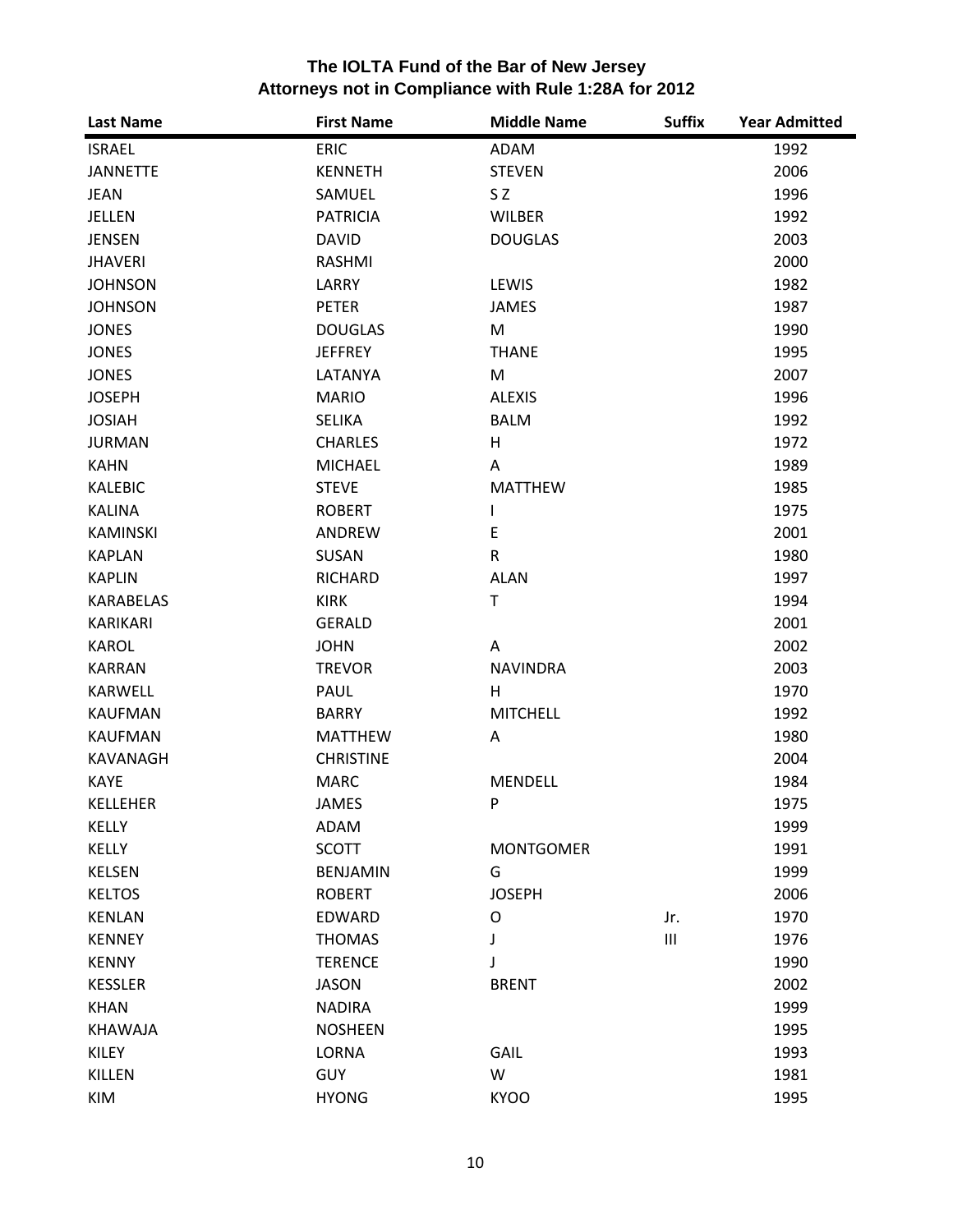# The IOLTA Fund of the Bar of New Jersey
## Attorneys not in Compliance with Rule 1:28A for 2012

| Last Name | First Name | Middle Name | Suffix | Year Admitted |
|---|---|---|---|---|
| ISRAEL | ERIC | ADAM | | 1992 |
| JANNETTE | KENNETH | STEVEN | | 2006 |
| JEAN | SAMUEL | S Z | | 1996 |
| JELLEN | PATRICIA | WILBER | | 1992 |
| JENSEN | DAVID | DOUGLAS | | 2003 |
| JHAVERI | RASHMI | | | 2000 |
| JOHNSON | LARRY | LEWIS | | 1982 |
| JOHNSON | PETER | JAMES | | 1987 |
| JONES | DOUGLAS | M | | 1990 |
| JONES | JEFFREY | THANE | | 1995 |
| JONES | LATANYA | M | | 2007 |
| JOSEPH | MARIO | ALEXIS | | 1996 |
| JOSIAH | SELIKA | BALM | | 1992 |
| JURMAN | CHARLES | H | | 1972 |
| KAHN | MICHAEL | A | | 1989 |
| KALEBIC | STEVE | MATTHEW | | 1985 |
| KALINA | ROBERT | I | | 1975 |
| KAMINSKI | ANDREW | E | | 2001 |
| KAPLAN | SUSAN | R | | 1980 |
| KAPLIN | RICHARD | ALAN | | 1997 |
| KARABELAS | KIRK | T | | 1994 |
| KARIKARI | GERALD | | | 2001 |
| KAROL | JOHN | A | | 2002 |
| KARRAN | TREVOR | NAVINDRA | | 2003 |
| KARWELL | PAUL | H | | 1970 |
| KAUFMAN | BARRY | MITCHELL | | 1992 |
| KAUFMAN | MATTHEW | A | | 1980 |
| KAVANAGH | CHRISTINE | | | 2004 |
| KAYE | MARC | MENDELL | | 1984 |
| KELLEHER | JAMES | P | | 1975 |
| KELLY | ADAM | | | 1999 |
| KELLY | SCOTT | MONTGOMER | | 1991 |
| KELSEN | BENJAMIN | G | | 1999 |
| KELTOS | ROBERT | JOSEPH | | 2006 |
| KENLAN | EDWARD | O | Jr. | 1970 |
| KENNEY | THOMAS | J | III | 1976 |
| KENNY | TERENCE | J | | 1990 |
| KESSLER | JASON | BRENT | | 2002 |
| KHAN | NADIRA | | | 1999 |
| KHAWAJA | NOSHEEN | | | 1995 |
| KILEY | LORNA | GAIL | | 1993 |
| KILLEN | GUY | W | | 1981 |
| KIM | HYONG | KYOO | | 1995 |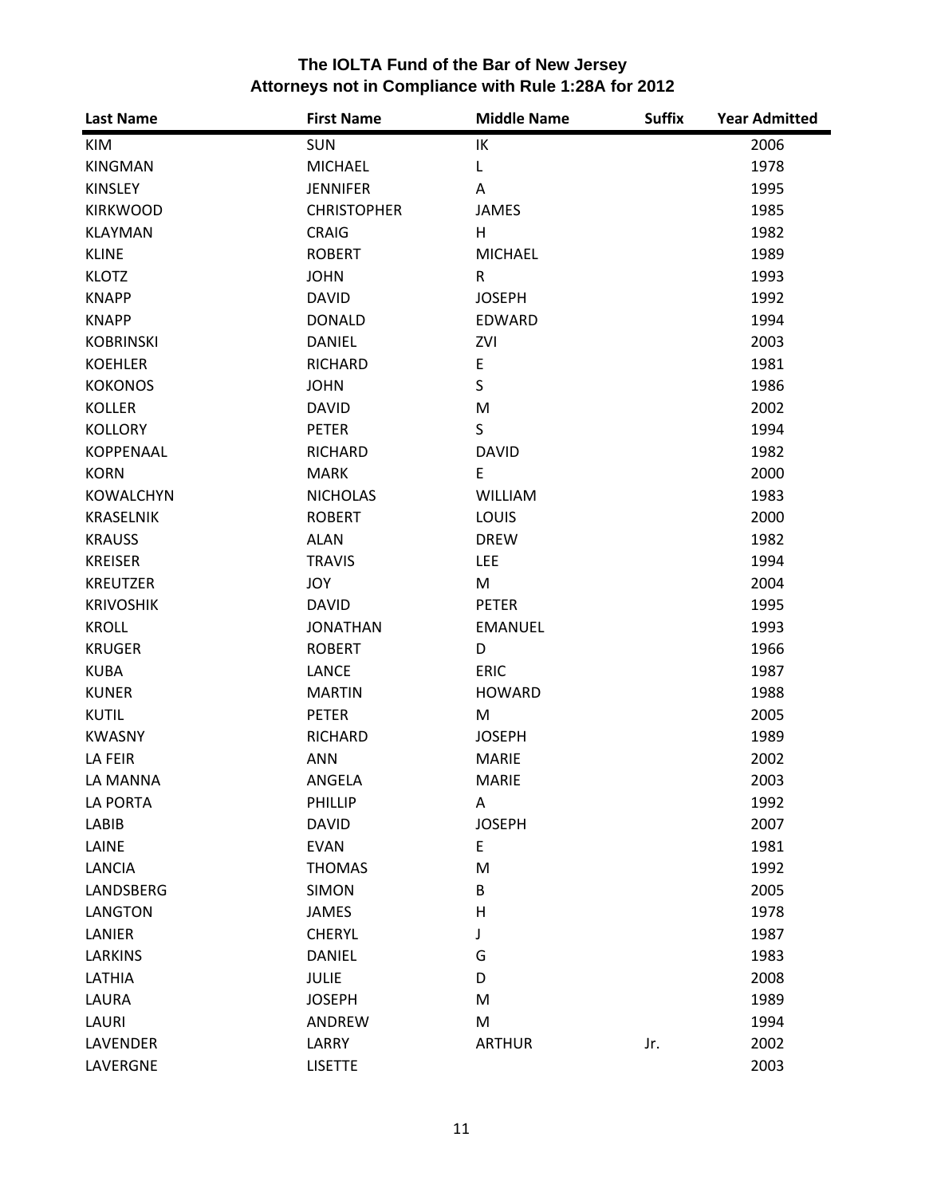# The IOLTA Fund of the Bar of New Jersey
## Attorneys not in Compliance with Rule 1:28A for 2012

| Last Name | First Name | Middle Name | Suffix | Year Admitted |
|---|---|---|---|---|
| KIM | SUN | IK | | 2006 |
| KINGMAN | MICHAEL | L | | 1978 |
| KINSLEY | JENNIFER | A | | 1995 |
| KIRKWOOD | CHRISTOPHER | JAMES | | 1985 |
| KLAYMAN | CRAIG | H | | 1982 |
| KLINE | ROBERT | MICHAEL | | 1989 |
| KLOTZ | JOHN | R | | 1993 |
| KNAPP | DAVID | JOSEPH | | 1992 |
| KNAPP | DONALD | EDWARD | | 1994 |
| KOBRINSKI | DANIEL | ZVI | | 2003 |
| KOEHLER | RICHARD | E | | 1981 |
| KOKONOS | JOHN | S | | 1986 |
| KOLLER | DAVID | M | | 2002 |
| KOLLORY | PETER | S | | 1994 |
| KOPPENAAL | RICHARD | DAVID | | 1982 |
| KORN | MARK | E | | 2000 |
| KOWALCHYN | NICHOLAS | WILLIAM | | 1983 |
| KRASELNIK | ROBERT | LOUIS | | 2000 |
| KRAUSS | ALAN | DREW | | 1982 |
| KREISER | TRAVIS | LEE | | 1994 |
| KREUTZER | JOY | M | | 2004 |
| KRIVOSHIK | DAVID | PETER | | 1995 |
| KROLL | JONATHAN | EMANUEL | | 1993 |
| KRUGER | ROBERT | D | | 1966 |
| KUBA | LANCE | ERIC | | 1987 |
| KUNER | MARTIN | HOWARD | | 1988 |
| KUTIL | PETER | M | | 2005 |
| KWASNY | RICHARD | JOSEPH | | 1989 |
| LA FEIR | ANN | MARIE | | 2002 |
| LA MANNA | ANGELA | MARIE | | 2003 |
| LA PORTA | PHILLIP | A | | 1992 |
| LABIB | DAVID | JOSEPH | | 2007 |
| LAINE | EVAN | E | | 1981 |
| LANCIA | THOMAS | M | | 1992 |
| LANDSBERG | SIMON | B | | 2005 |
| LANGTON | JAMES | H | | 1978 |
| LANIER | CHERYL | J | | 1987 |
| LARKINS | DANIEL | G | | 1983 |
| LATHIA | JULIE | D | | 2008 |
| LAURA | JOSEPH | M | | 1989 |
| LAURI | ANDREW | M | | 1994 |
| LAVENDER | LARRY | ARTHUR | Jr. | 2002 |
| LAVERGNE | LISETTE | | | 2003 |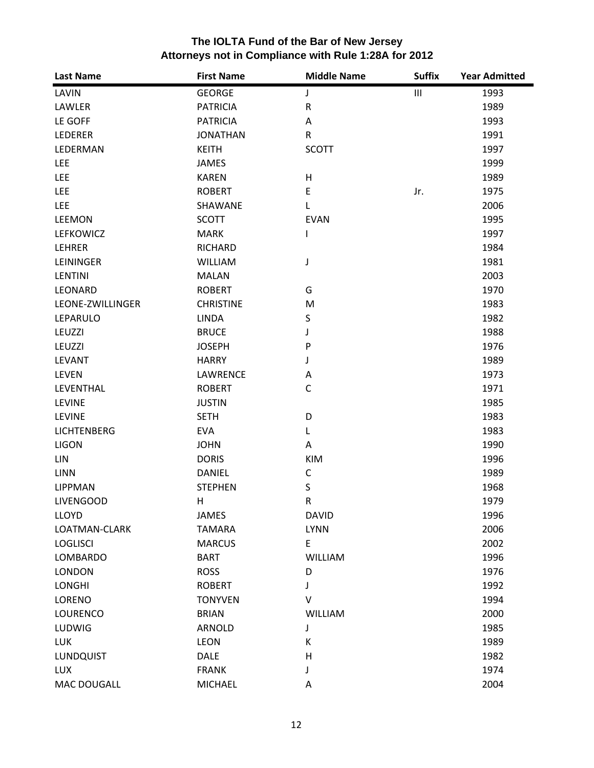# The IOLTA Fund of the Bar of New Jersey
## Attorneys not in Compliance with Rule 1:28A for 2012

| Last Name | First Name | Middle Name | Suffix | Year Admitted |
|---|---|---|---|---|
| LAVIN | GEORGE | J | III | 1993 |
| LAWLER | PATRICIA | R | | 1989 |
| LE GOFF | PATRICIA | A | | 1993 |
| LEDERER | JONATHAN | R | | 1991 |
| LEDERMAN | KEITH | SCOTT | | 1997 |
| LEE | JAMES | | | 1999 |
| LEE | KAREN | H | | 1989 |
| LEE | ROBERT | E | Jr. | 1975 |
| LEE | SHAWANE | L | | 2006 |
| LEEMON | SCOTT | EVAN | | 1995 |
| LEFKOWICZ | MARK | I | | 1997 |
| LEHRER | RICHARD | | | 1984 |
| LEININGER | WILLIAM | J | | 1981 |
| LENTINI | MALAN | | | 2003 |
| LEONARD | ROBERT | G | | 1970 |
| LEONE-ZWILLINGER | CHRISTINE | M | | 1983 |
| LEPARULO | LINDA | S | | 1982 |
| LEUZZI | BRUCE | J | | 1988 |
| LEUZZI | JOSEPH | P | | 1976 |
| LEVANT | HARRY | J | | 1989 |
| LEVEN | LAWRENCE | A | | 1973 |
| LEVENTHAL | ROBERT | C | | 1971 |
| LEVINE | JUSTIN | | | 1985 |
| LEVINE | SETH | D | | 1983 |
| LICHTENBERG | EVA | L | | 1983 |
| LIGON | JOHN | A | | 1990 |
| LIN | DORIS | KIM | | 1996 |
| LINN | DANIEL | C | | 1989 |
| LIPPMAN | STEPHEN | S | | 1968 |
| LIVENGOOD | H | R | | 1979 |
| LLOYD | JAMES | DAVID | | 1996 |
| LOATMAN-CLARK | TAMARA | LYNN | | 2006 |
| LOGLISCI | MARCUS | E | | 2002 |
| LOMBARDO | BART | WILLIAM | | 1996 |
| LONDON | ROSS | D | | 1976 |
| LONGHI | ROBERT | J | | 1992 |
| LORENO | TONYVEN | V | | 1994 |
| LOURENCO | BRIAN | WILLIAM | | 2000 |
| LUDWIG | ARNOLD | J | | 1985 |
| LUK | LEON | K | | 1989 |
| LUNDQUIST | DALE | H | | 1982 |
| LUX | FRANK | J | | 1974 |
| MAC DOUGALL | MICHAEL | A | | 2004 |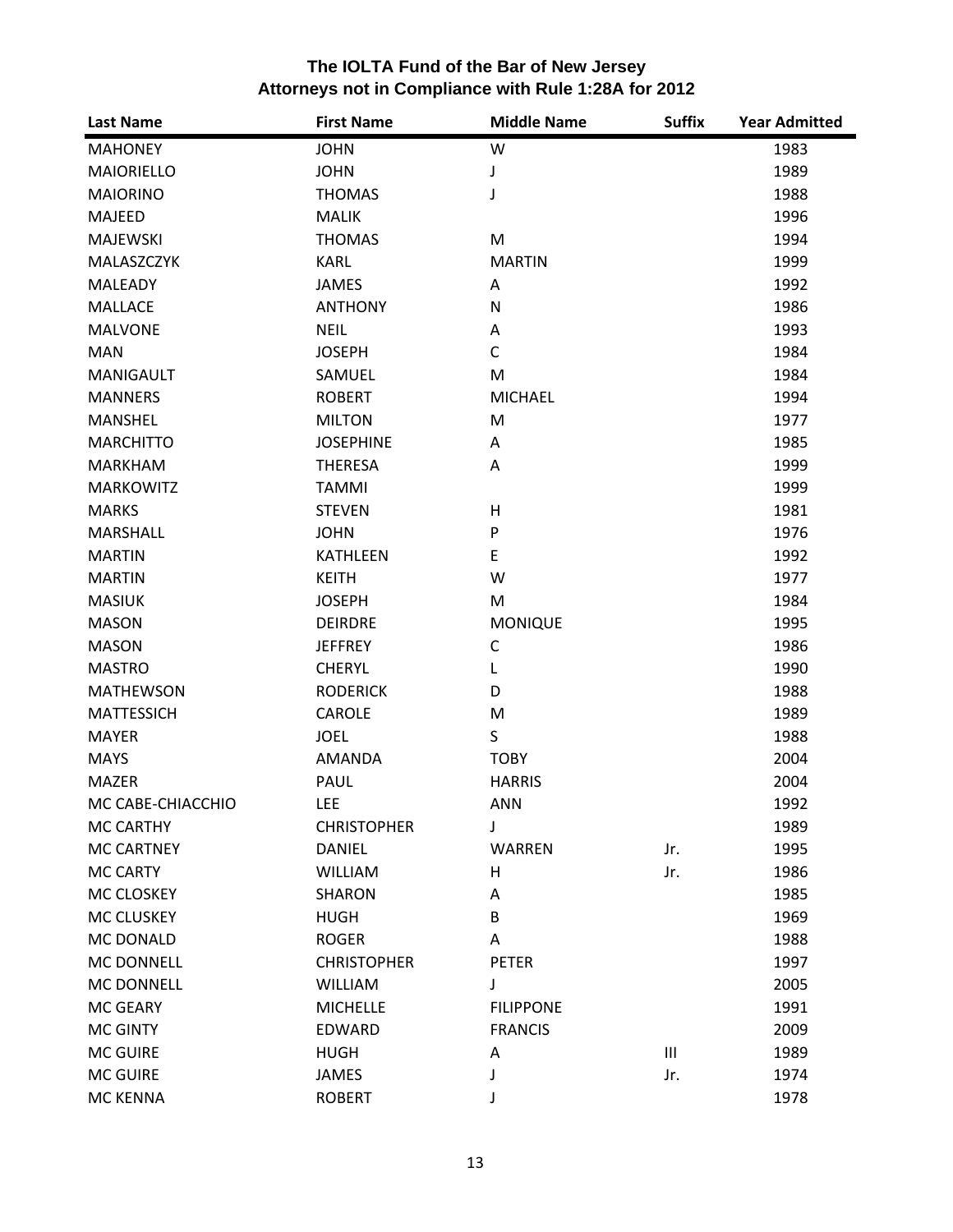## The IOLTA Fund of the Bar of New Jersey
## Attorneys not in Compliance with Rule 1:28A for 2012

| Last Name | First Name | Middle Name | Suffix | Year Admitted |
|---|---|---|---|---|
| MAHONEY | JOHN | W | | 1983 |
| MAIORIELLO | JOHN | J | | 1989 |
| MAIORINO | THOMAS | J | | 1988 |
| MAJEED | MALIK | | | 1996 |
| MAJEWSKI | THOMAS | M | | 1994 |
| MALASZCZYK | KARL | MARTIN | | 1999 |
| MALEADY | JAMES | A | | 1992 |
| MALLACE | ANTHONY | N | | 1986 |
| MALVONE | NEIL | A | | 1993 |
| MAN | JOSEPH | C | | 1984 |
| MANIGAULT | SAMUEL | M | | 1984 |
| MANNERS | ROBERT | MICHAEL | | 1994 |
| MANSHEL | MILTON | M | | 1977 |
| MARCHITTO | JOSEPHINE | A | | 1985 |
| MARKHAM | THERESA | A | | 1999 |
| MARKOWITZ | TAMMI | | | 1999 |
| MARKS | STEVEN | H | | 1981 |
| MARSHALL | JOHN | P | | 1976 |
| MARTIN | KATHLEEN | E | | 1992 |
| MARTIN | KEITH | W | | 1977 |
| MASIUK | JOSEPH | M | | 1984 |
| MASON | DEIRDRE | MONIQUE | | 1995 |
| MASON | JEFFREY | C | | 1986 |
| MASTRO | CHERYL | L | | 1990 |
| MATHEWSON | RODERICK | D | | 1988 |
| MATTESSICH | CAROLE | M | | 1989 |
| MAYER | JOEL | S | | 1988 |
| MAYS | AMANDA | TOBY | | 2004 |
| MAZER | PAUL | HARRIS | | 2004 |
| MC CABE-CHIACCHIO | LEE | ANN | | 1992 |
| MC CARTHY | CHRISTOPHER | J | | 1989 |
| MC CARTNEY | DANIEL | WARREN | Jr. | 1995 |
| MC CARTY | WILLIAM | H | Jr. | 1986 |
| MC CLOSKEY | SHARON | A | | 1985 |
| MC CLUSKEY | HUGH | B | | 1969 |
| MC DONALD | ROGER | A | | 1988 |
| MC DONNELL | CHRISTOPHER | PETER | | 1997 |
| MC DONNELL | WILLIAM | J | | 2005 |
| MC GEARY | MICHELLE | FILIPPONE | | 1991 |
| MC GINTY | EDWARD | FRANCIS | | 2009 |
| MC GUIRE | HUGH | A | III | 1989 |
| MC GUIRE | JAMES | J | Jr. | 1974 |
| MC KENNA | ROBERT | J | | 1978 |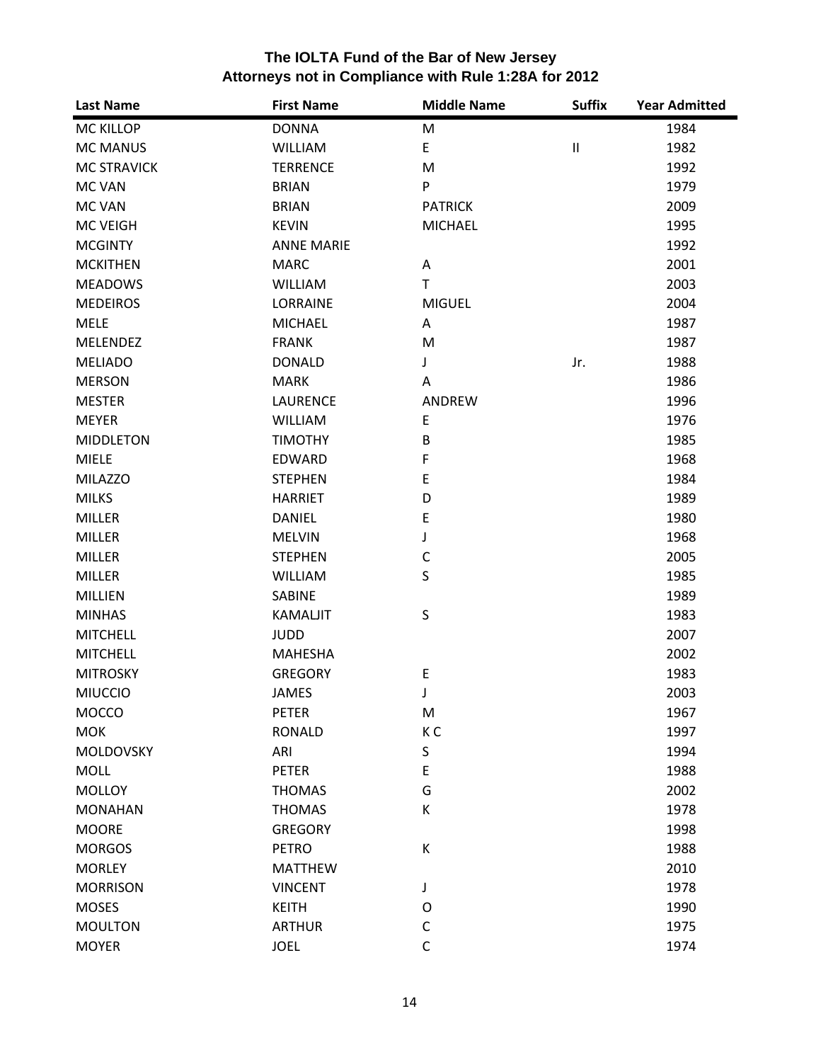# The IOLTA Fund of the Bar of New Jersey
## Attorneys not in Compliance with Rule 1:28A for 2012

| Last Name | First Name | Middle Name | Suffix | Year Admitted |
|---|---|---|---|---|
| MC KILLOP | DONNA | M | | 1984 |
| MC MANUS | WILLIAM | E | II | 1982 |
| MC STRAVICK | TERRENCE | M | | 1992 |
| MC VAN | BRIAN | P | | 1979 |
| MC VAN | BRIAN | PATRICK | | 2009 |
| MC VEIGH | KEVIN | MICHAEL | | 1995 |
| MCGINTY | ANNE MARIE | | | 1992 |
| MCKITHEN | MARC | A | | 2001 |
| MEADOWS | WILLIAM | T | | 2003 |
| MEDEIROS | LORRAINE | MIGUEL | | 2004 |
| MELE | MICHAEL | A | | 1987 |
| MELENDEZ | FRANK | M | | 1987 |
| MELIADO | DONALD | J | Jr. | 1988 |
| MERSON | MARK | A | | 1986 |
| MESTER | LAURENCE | ANDREW | | 1996 |
| MEYER | WILLIAM | E | | 1976 |
| MIDDLETON | TIMOTHY | B | | 1985 |
| MIELE | EDWARD | F | | 1968 |
| MILAZZO | STEPHEN | E | | 1984 |
| MILKS | HARRIET | D | | 1989 |
| MILLER | DANIEL | E | | 1980 |
| MILLER | MELVIN | J | | 1968 |
| MILLER | STEPHEN | C | | 2005 |
| MILLER | WILLIAM | S | | 1985 |
| MILLIEN | SABINE | | | 1989 |
| MINHAS | KAMALJIT | S | | 1983 |
| MITCHELL | JUDD | | | 2007 |
| MITCHELL | MAHESHA | | | 2002 |
| MITROSKY | GREGORY | E | | 1983 |
| MIUCCIO | JAMES | J | | 2003 |
| MOCCO | PETER | M | | 1967 |
| MOK | RONALD | K C | | 1997 |
| MOLDOVSKY | ARI | S | | 1994 |
| MOLL | PETER | E | | 1988 |
| MOLLOY | THOMAS | G | | 2002 |
| MONAHAN | THOMAS | K | | 1978 |
| MOORE | GREGORY | | | 1998 |
| MORGOS | PETRO | K | | 1988 |
| MORLEY | MATTHEW | | | 2010 |
| MORRISON | VINCENT | J | | 1978 |
| MOSES | KEITH | O | | 1990 |
| MOULTON | ARTHUR | C | | 1975 |
| MOYER | JOEL | C | | 1974 |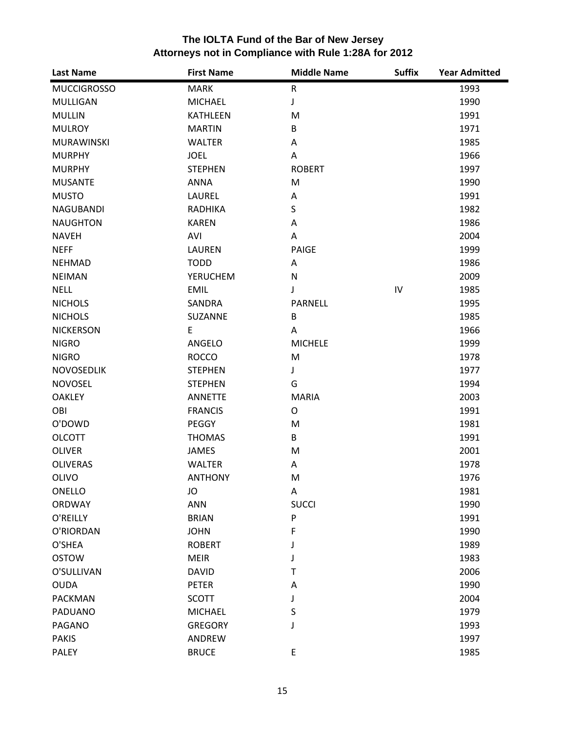# The IOLTA Fund of the Bar of New Jersey
## Attorneys not in Compliance with Rule 1:28A for 2012

| Last Name | First Name | Middle Name | Suffix | Year Admitted |
|---|---|---|---|---|
| MUCCIGROSSO | MARK | R | | 1993 |
| MULLIGAN | MICHAEL | J | | 1990 |
| MULLIN | KATHLEEN | M | | 1991 |
| MULROY | MARTIN | B | | 1971 |
| MURAWINSKI | WALTER | A | | 1985 |
| MURPHY | JOEL | A | | 1966 |
| MURPHY | STEPHEN | ROBERT | | 1997 |
| MUSANTE | ANNA | M | | 1990 |
| MUSTO | LAUREL | A | | 1991 |
| NAGUBANDI | RADHIKA | S | | 1982 |
| NAUGHTON | KAREN | A | | 1986 |
| NAVEH | AVI | A | | 2004 |
| NEFF | LAUREN | PAIGE | | 1999 |
| NEHMAD | TODD | A | | 1986 |
| NEIMAN | YERUCHEM | N | | 2009 |
| NELL | EMIL | J | IV | 1985 |
| NICHOLS | SANDRA | PARNELL | | 1995 |
| NICHOLS | SUZANNE | B | | 1985 |
| NICKERSON | E | A | | 1966 |
| NIGRO | ANGELO | MICHELE | | 1999 |
| NIGRO | ROCCO | M | | 1978 |
| NOVOSEDLIK | STEPHEN | J | | 1977 |
| NOVOSEL | STEPHEN | G | | 1994 |
| OAKLEY | ANNETTE | MARIA | | 2003 |
| OBI | FRANCIS | O | | 1991 |
| O'DOWD | PEGGY | M | | 1981 |
| OLCOTT | THOMAS | B | | 1991 |
| OLIVER | JAMES | M | | 2001 |
| OLIVERAS | WALTER | A | | 1978 |
| OLIVO | ANTHONY | M | | 1976 |
| ONELLO | JO | A | | 1981 |
| ORDWAY | ANN | SUCCI | | 1990 |
| O'REILLY | BRIAN | P | | 1991 |
| O'RIORDAN | JOHN | F | | 1990 |
| O'SHEA | ROBERT | J | | 1989 |
| OSTOW | MEIR | J | | 1983 |
| O'SULLIVAN | DAVID | T | | 2006 |
| OUDA | PETER | A | | 1990 |
| PACKMAN | SCOTT | J | | 2004 |
| PADUANO | MICHAEL | S | | 1979 |
| PAGANO | GREGORY | J | | 1993 |
| PAKIS | ANDREW | | | 1997 |
| PALEY | BRUCE | E | | 1985 |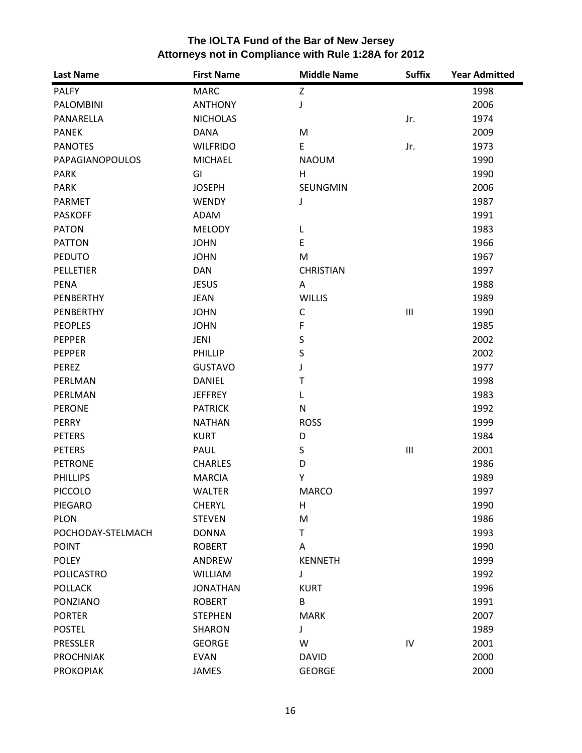# The IOLTA Fund of the Bar of New Jersey
## Attorneys not in Compliance with Rule 1:28A for 2012

| Last Name | First Name | Middle Name | Suffix | Year Admitted |
|---|---|---|---|---|
| PALFY | MARC | Z | | 1998 |
| PALOMBINI | ANTHONY | J | | 2006 |
| PANARELLA | NICHOLAS | | Jr. | 1974 |
| PANEK | DANA | M | | 2009 |
| PANOTES | WILFRIDO | E | Jr. | 1973 |
| PAPAGIANOPOULOS | MICHAEL | NAOUM | | 1990 |
| PARK | GI | H | | 1990 |
| PARK | JOSEPH | SEUNGMIN | | 2006 |
| PARMET | WENDY | J | | 1987 |
| PASKOFF | ADAM | | | 1991 |
| PATON | MELODY | L | | 1983 |
| PATTON | JOHN | E | | 1966 |
| PEDUTO | JOHN | M | | 1967 |
| PELLETIER | DAN | CHRISTIAN | | 1997 |
| PENA | JESUS | A | | 1988 |
| PENBERTHY | JEAN | WILLIS | | 1989 |
| PENBERTHY | JOHN | C | III | 1990 |
| PEOPLES | JOHN | F | | 1985 |
| PEPPER | JENI | S | | 2002 |
| PEPPER | PHILLIP | S | | 2002 |
| PEREZ | GUSTAVO | J | | 1977 |
| PERLMAN | DANIEL | T | | 1998 |
| PERLMAN | JEFFREY | L | | 1983 |
| PERONE | PATRICK | N | | 1992 |
| PERRY | NATHAN | ROSS | | 1999 |
| PETERS | KURT | D | | 1984 |
| PETERS | PAUL | S | III | 2001 |
| PETRONE | CHARLES | D | | 1986 |
| PHILLIPS | MARCIA | Y | | 1989 |
| PICCOLO | WALTER | MARCO | | 1997 |
| PIEGARO | CHERYL | H | | 1990 |
| PLON | STEVEN | M | | 1986 |
| POCHODAY-STELMACH | DONNA | T | | 1993 |
| POINT | ROBERT | A | | 1990 |
| POLEY | ANDREW | KENNETH | | 1999 |
| POLICASTRO | WILLIAM | J | | 1992 |
| POLLACK | JONATHAN | KURT | | 1996 |
| PONZIANO | ROBERT | B | | 1991 |
| PORTER | STEPHEN | MARK | | 2007 |
| POSTEL | SHARON | J | | 1989 |
| PRESSLER | GEORGE | W | IV | 2001 |
| PROCHNIAK | EVAN | DAVID | | 2000 |
| PROKOPIAK | JAMES | GEORGE | | 2000 |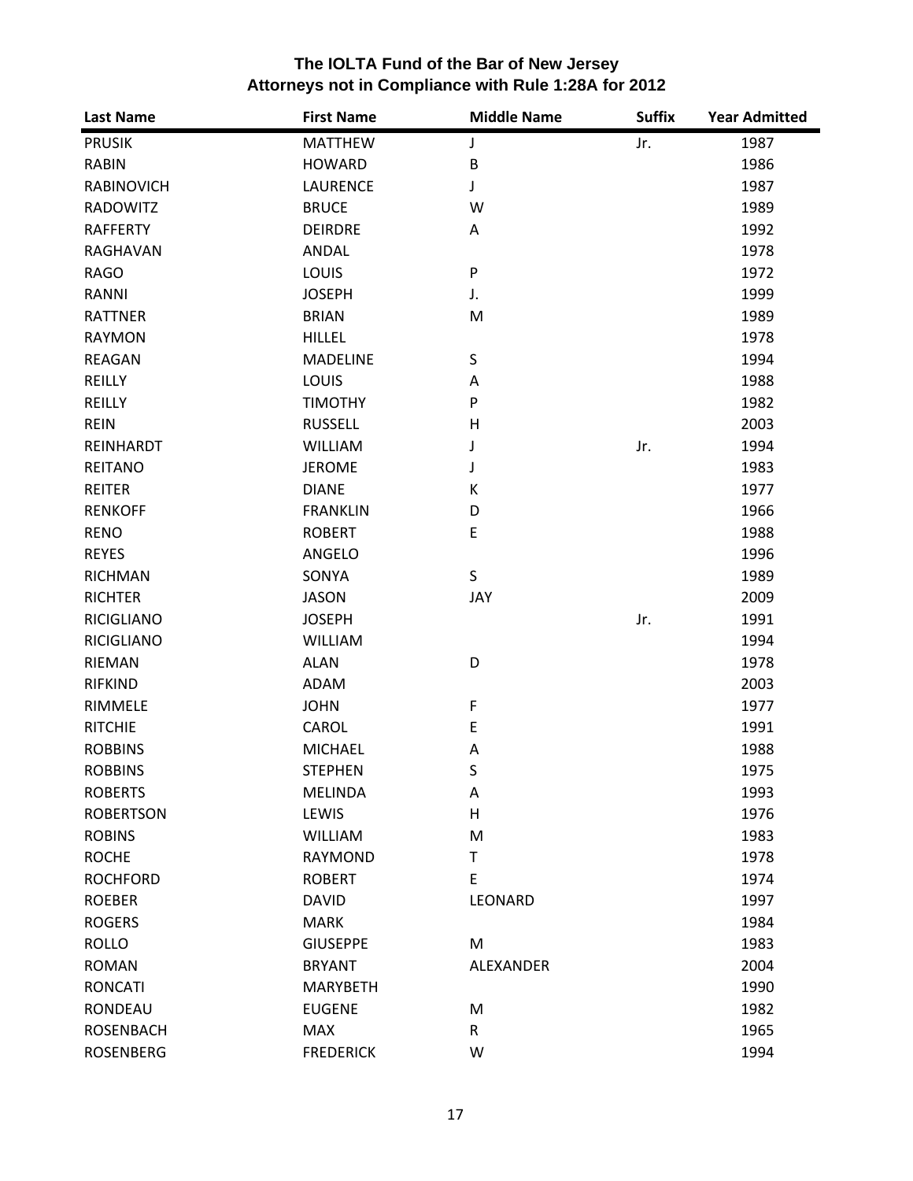# The IOLTA Fund of the Bar of New Jersey
## Attorneys not in Compliance with Rule 1:28A for 2012

| Last Name | First Name | Middle Name | Suffix | Year Admitted |
|---|---|---|---|---|
| PRUSIK | MATTHEW | J | Jr. | 1987 |
| RABIN | HOWARD | B | | 1986 |
| RABINOVICH | LAURENCE | J | | 1987 |
| RADOWITZ | BRUCE | W | | 1989 |
| RAFFERTY | DEIRDRE | A | | 1992 |
| RAGHAVAN | ANDAL | | | 1978 |
| RAGO | LOUIS | P | | 1972 |
| RANNI | JOSEPH | J. | | 1999 |
| RATTNER | BRIAN | M | | 1989 |
| RAYMON | HILLEL | | | 1978 |
| REAGAN | MADELINE | S | | 1994 |
| REILLY | LOUIS | A | | 1988 |
| REILLY | TIMOTHY | P | | 1982 |
| REIN | RUSSELL | H | | 2003 |
| REINHARDT | WILLIAM | J | Jr. | 1994 |
| REITANO | JEROME | J | | 1983 |
| REITER | DIANE | K | | 1977 |
| RENKOFF | FRANKLIN | D | | 1966 |
| RENO | ROBERT | E | | 1988 |
| REYES | ANGELO | | | 1996 |
| RICHMAN | SONYA | S | | 1989 |
| RICHTER | JASON | JAY | | 2009 |
| RICIGLIANO | JOSEPH | | Jr. | 1991 |
| RICIGLIANO | WILLIAM | | | 1994 |
| RIEMAN | ALAN | D | | 1978 |
| RIFKIND | ADAM | | | 2003 |
| RIMMELE | JOHN | F | | 1977 |
| RITCHIE | CAROL | E | | 1991 |
| ROBBINS | MICHAEL | A | | 1988 |
| ROBBINS | STEPHEN | S | | 1975 |
| ROBERTS | MELINDA | A | | 1993 |
| ROBERTSON | LEWIS | H | | 1976 |
| ROBINS | WILLIAM | M | | 1983 |
| ROCHE | RAYMOND | T | | 1978 |
| ROCHFORD | ROBERT | E | | 1974 |
| ROEBER | DAVID | LEONARD | | 1997 |
| ROGERS | MARK | | | 1984 |
| ROLLO | GIUSEPPE | M | | 1983 |
| ROMAN | BRYANT | ALEXANDER | | 2004 |
| RONCATI | MARYBETH | | | 1990 |
| RONDEAU | EUGENE | M | | 1982 |
| ROSENBACH | MAX | R | | 1965 |
| ROSENBERG | FREDERICK | W | | 1994 |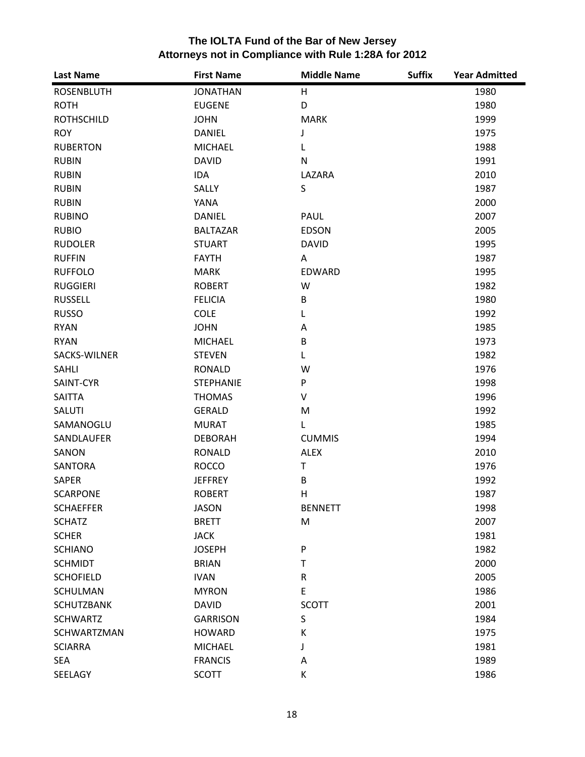# The IOLTA Fund of the Bar of New Jersey
## Attorneys not in Compliance with Rule 1:28A for 2012

| Last Name | First Name | Middle Name | Suffix | Year Admitted |
|---|---|---|---|---|
| ROSENBLUTH | JONATHAN | H | | 1980 |
| ROTH | EUGENE | D | | 1980 |
| ROTHSCHILD | JOHN | MARK | | 1999 |
| ROY | DANIEL | J | | 1975 |
| RUBERTON | MICHAEL | L | | 1988 |
| RUBIN | DAVID | N | | 1991 |
| RUBIN | IDA | LAZARA | | 2010 |
| RUBIN | SALLY | S | | 1987 |
| RUBIN | YANA | | | 2000 |
| RUBINO | DANIEL | PAUL | | 2007 |
| RUBIO | BALTAZAR | EDSON | | 2005 |
| RUDOLER | STUART | DAVID | | 1995 |
| RUFFIN | FAYTH | A | | 1987 |
| RUFFOLO | MARK | EDWARD | | 1995 |
| RUGGIERI | ROBERT | W | | 1982 |
| RUSSELL | FELICIA | B | | 1980 |
| RUSSO | COLE | L | | 1992 |
| RYAN | JOHN | A | | 1985 |
| RYAN | MICHAEL | B | | 1973 |
| SACKS-WILNER | STEVEN | L | | 1982 |
| SAHLI | RONALD | W | | 1976 |
| SAINT-CYR | STEPHANIE | P | | 1998 |
| SAITTA | THOMAS | V | | 1996 |
| SALUTI | GERALD | M | | 1992 |
| SAMANOGLU | MURAT | L | | 1985 |
| SANDLAUFER | DEBORAH | CUMMIS | | 1994 |
| SANON | RONALD | ALEX | | 2010 |
| SANTORA | ROCCO | T | | 1976 |
| SAPER | JEFFREY | B | | 1992 |
| SCARPONE | ROBERT | H | | 1987 |
| SCHAEFFER | JASON | BENNETT | | 1998 |
| SCHATZ | BRETT | M | | 2007 |
| SCHER | JACK | | | 1981 |
| SCHIANO | JOSEPH | P | | 1982 |
| SCHMIDT | BRIAN | T | | 2000 |
| SCHOFIELD | IVAN | R | | 2005 |
| SCHULMAN | MYRON | E | | 1986 |
| SCHUTZBANK | DAVID | SCOTT | | 2001 |
| SCHWARTZ | GARRISON | S | | 1984 |
| SCHWARTZMAN | HOWARD | K | | 1975 |
| SCIARRA | MICHAEL | J | | 1981 |
| SEA | FRANCIS | A | | 1989 |
| SEELAGY | SCOTT | K | | 1986 |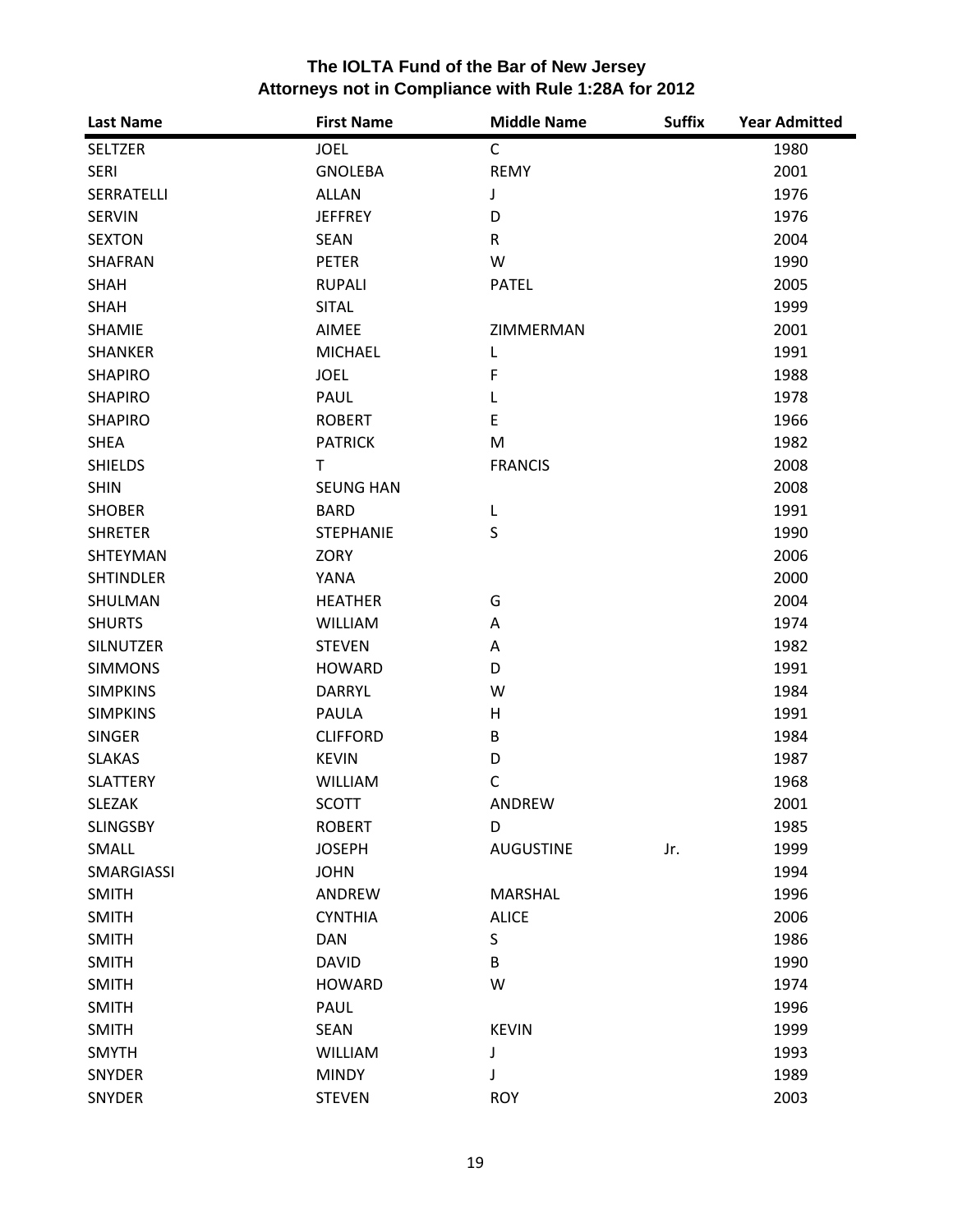## The IOLTA Fund of the Bar of New Jersey
## Attorneys not in Compliance with Rule 1:28A for 2012

| Last Name | First Name | Middle Name | Suffix | Year Admitted |
|---|---|---|---|---|
| SELTZER | JOEL | C | | 1980 |
| SERI | GNOLEBA | REMY | | 2001 |
| SERRATELLI | ALLAN | J | | 1976 |
| SERVIN | JEFFREY | D | | 1976 |
| SEXTON | SEAN | R | | 2004 |
| SHAFRAN | PETER | W | | 1990 |
| SHAH | RUPALI | PATEL | | 2005 |
| SHAH | SITAL | | | 1999 |
| SHAMIE | AIMEE | ZIMMERMAN | | 2001 |
| SHANKER | MICHAEL | L | | 1991 |
| SHAPIRO | JOEL | F | | 1988 |
| SHAPIRO | PAUL | L | | 1978 |
| SHAPIRO | ROBERT | E | | 1966 |
| SHEA | PATRICK | M | | 1982 |
| SHIELDS | T | FRANCIS | | 2008 |
| SHIN | SEUNG HAN | | | 2008 |
| SHOBER | BARD | L | | 1991 |
| SHRETER | STEPHANIE | S | | 1990 |
| SHTEYMAN | ZORY | | | 2006 |
| SHTINDLER | YANA | | | 2000 |
| SHULMAN | HEATHER | G | | 2004 |
| SHURTS | WILLIAM | A | | 1974 |
| SILNUTZER | STEVEN | A | | 1982 |
| SIMMONS | HOWARD | D | | 1991 |
| SIMPKINS | DARRYL | W | | 1984 |
| SIMPKINS | PAULA | H | | 1991 |
| SINGER | CLIFFORD | B | | 1984 |
| SLAKAS | KEVIN | D | | 1987 |
| SLATTERY | WILLIAM | C | | 1968 |
| SLEZAK | SCOTT | ANDREW | | 2001 |
| SLINGSBY | ROBERT | D | | 1985 |
| SMALL | JOSEPH | AUGUSTINE | Jr. | 1999 |
| SMARGIASSI | JOHN | | | 1994 |
| SMITH | ANDREW | MARSHAL | | 1996 |
| SMITH | CYNTHIA | ALICE | | 2006 |
| SMITH | DAN | S | | 1986 |
| SMITH | DAVID | B | | 1990 |
| SMITH | HOWARD | W | | 1974 |
| SMITH | PAUL | | | 1996 |
| SMITH | SEAN | KEVIN | | 1999 |
| SMYTH | WILLIAM | J | | 1993 |
| SNYDER | MINDY | J | | 1989 |
| SNYDER | STEVEN | ROY | | 2003 |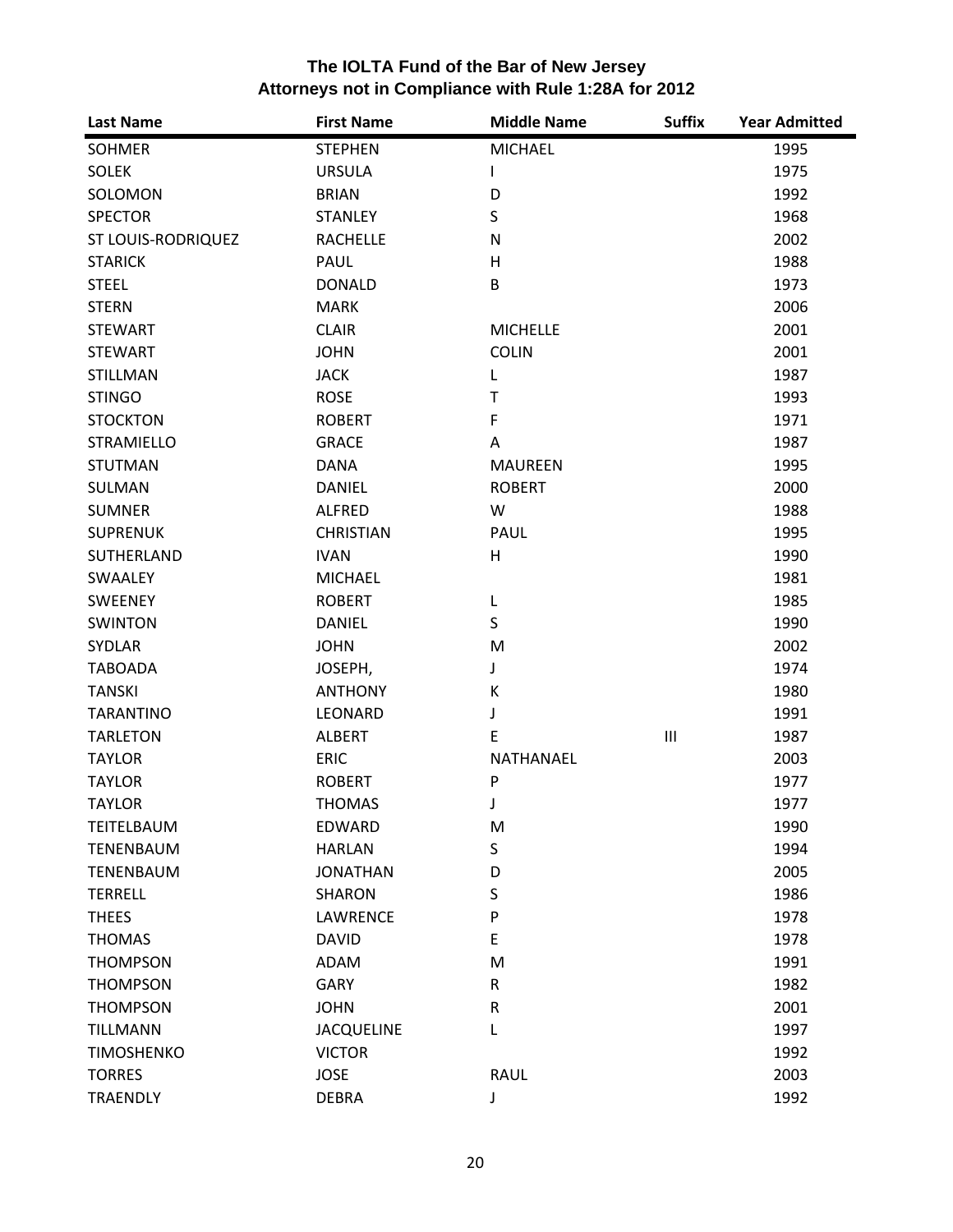## The IOLTA Fund of the Bar of New Jersey
## Attorneys not in Compliance with Rule 1:28A for 2012

| Last Name | First Name | Middle Name | Suffix | Year Admitted |
|---|---|---|---|---|
| SOHMER | STEPHEN | MICHAEL | | 1995 |
| SOLEK | URSULA | I | | 1975 |
| SOLOMON | BRIAN | D | | 1992 |
| SPECTOR | STANLEY | S | | 1968 |
| ST LOUIS-RODRIQUEZ | RACHELLE | N | | 2002 |
| STARICK | PAUL | H | | 1988 |
| STEEL | DONALD | B | | 1973 |
| STERN | MARK | | | 2006 |
| STEWART | CLAIR | MICHELLE | | 2001 |
| STEWART | JOHN | COLIN | | 2001 |
| STILLMAN | JACK | L | | 1987 |
| STINGO | ROSE | T | | 1993 |
| STOCKTON | ROBERT | F | | 1971 |
| STRAMIELLO | GRACE | A | | 1987 |
| STUTMAN | DANA | MAUREEN | | 1995 |
| SULMAN | DANIEL | ROBERT | | 2000 |
| SUMNER | ALFRED | W | | 1988 |
| SUPRENUK | CHRISTIAN | PAUL | | 1995 |
| SUTHERLAND | IVAN | H | | 1990 |
| SWAALEY | MICHAEL | | | 1981 |
| SWEENEY | ROBERT | L | | 1985 |
| SWINTON | DANIEL | S | | 1990 |
| SYDLAR | JOHN | M | | 2002 |
| TABOADA | JOSEPH, | J | | 1974 |
| TANSKI | ANTHONY | K | | 1980 |
| TARANTINO | LEONARD | J | | 1991 |
| TARLETON | ALBERT | E | III | 1987 |
| TAYLOR | ERIC | NATHANAEL | | 2003 |
| TAYLOR | ROBERT | P | | 1977 |
| TAYLOR | THOMAS | J | | 1977 |
| TEITELBAUM | EDWARD | M | | 1990 |
| TENENBAUM | HARLAN | S | | 1994 |
| TENENBAUM | JONATHAN | D | | 2005 |
| TERRELL | SHARON | S | | 1986 |
| THEES | LAWRENCE | P | | 1978 |
| THOMAS | DAVID | E | | 1978 |
| THOMPSON | ADAM | M | | 1991 |
| THOMPSON | GARY | R | | 1982 |
| THOMPSON | JOHN | R | | 2001 |
| TILLMANN | JACQUELINE | L | | 1997 |
| TIMOSHENKO | VICTOR | | | 1992 |
| TORRES | JOSE | RAUL | | 2003 |
| TRAENDLY | DEBRA | J | | 1992 |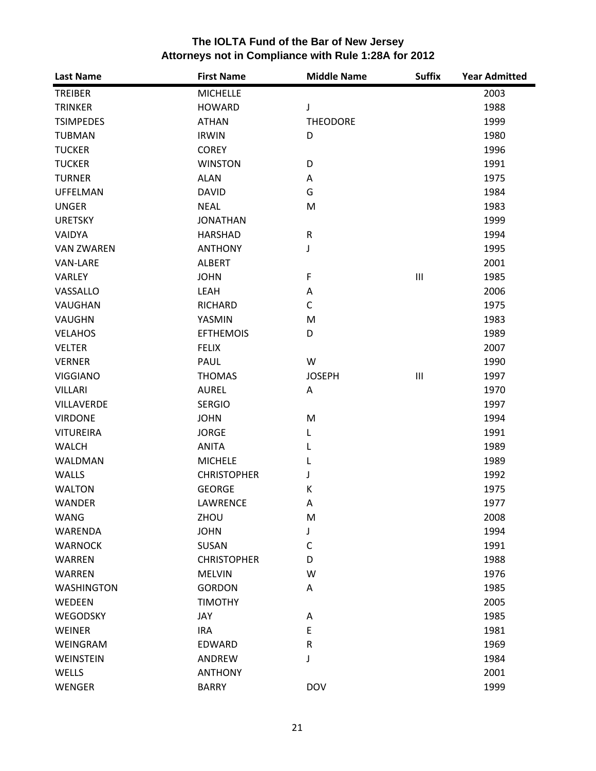# The IOLTA Fund of the Bar of New Jersey
## Attorneys not in Compliance with Rule 1:28A for 2012

| Last Name | First Name | Middle Name | Suffix | Year Admitted |
|---|---|---|---|---|
| TREIBER | MICHELLE | | | 2003 |
| TRINKER | HOWARD | J | | 1988 |
| TSIMPEDES | ATHAN | THEODORE | | 1999 |
| TUBMAN | IRWIN | D | | 1980 |
| TUCKER | COREY | | | 1996 |
| TUCKER | WINSTON | D | | 1991 |
| TURNER | ALAN | A | | 1975 |
| UFFELMAN | DAVID | G | | 1984 |
| UNGER | NEAL | M | | 1983 |
| URETSKY | JONATHAN | | | 1999 |
| VAIDYA | HARSHAD | R | | 1994 |
| VAN ZWAREN | ANTHONY | J | | 1995 |
| VAN-LARE | ALBERT | | | 2001 |
| VARLEY | JOHN | F | III | 1985 |
| VASSALLO | LEAH | A | | 2006 |
| VAUGHAN | RICHARD | C | | 1975 |
| VAUGHN | YASMIN | M | | 1983 |
| VELAHOS | EFTHEMOIS | D | | 1989 |
| VELTER | FELIX | | | 2007 |
| VERNER | PAUL | W | | 1990 |
| VIGGIANO | THOMAS | JOSEPH | III | 1997 |
| VILLARI | AUREL | A | | 1970 |
| VILLAVERDE | SERGIO | | | 1997 |
| VIRDONE | JOHN | M | | 1994 |
| VITUREIRA | JORGE | L | | 1991 |
| WALCH | ANITA | L | | 1989 |
| WALDMAN | MICHELE | L | | 1989 |
| WALLS | CHRISTOPHER | J | | 1992 |
| WALTON | GEORGE | K | | 1975 |
| WANDER | LAWRENCE | A | | 1977 |
| WANG | ZHOU | M | | 2008 |
| WARENDA | JOHN | J | | 1994 |
| WARNOCK | SUSAN | C | | 1991 |
| WARREN | CHRISTOPHER | D | | 1988 |
| WARREN | MELVIN | W | | 1976 |
| WASHINGTON | GORDON | A | | 1985 |
| WEDEEN | TIMOTHY | | | 2005 |
| WEGODSKY | JAY | A | | 1985 |
| WEINER | IRA | E | | 1981 |
| WEINGRAM | EDWARD | R | | 1969 |
| WEINSTEIN | ANDREW | J | | 1984 |
| WELLS | ANTHONY | | | 2001 |
| WENGER | BARRY | DOV | | 1999 |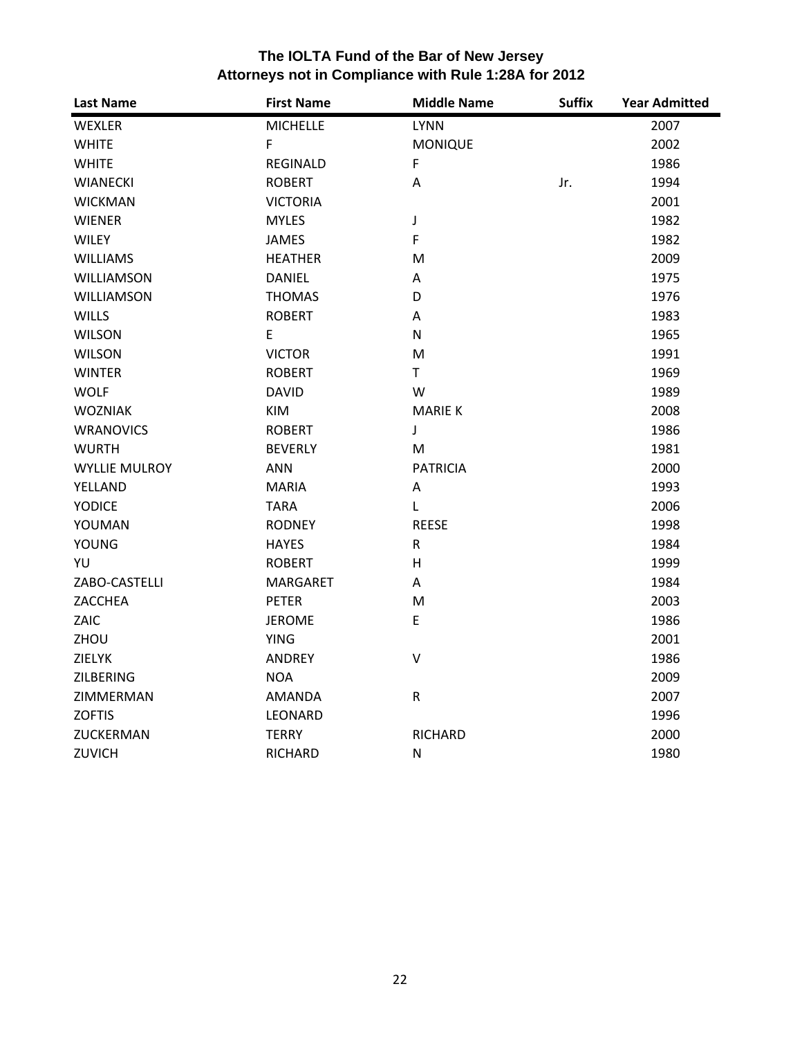# The IOLTA Fund of the Bar of New Jersey
## Attorneys not in Compliance with Rule 1:28A for 2012

| Last Name | First Name | Middle Name | Suffix | Year Admitted |
|---|---|---|---|---|
| WEXLER | MICHELLE | LYNN | | 2007 |
| WHITE | F | MONIQUE | | 2002 |
| WHITE | REGINALD | F | | 1986 |
| WIANECKI | ROBERT | A | Jr. | 1994 |
| WICKMAN | VICTORIA | | | 2001 |
| WIENER | MYLES | J | | 1982 |
| WILEY | JAMES | F | | 1982 |
| WILLIAMS | HEATHER | M | | 2009 |
| WILLIAMSON | DANIEL | A | | 1975 |
| WILLIAMSON | THOMAS | D | | 1976 |
| WILLS | ROBERT | A | | 1983 |
| WILSON | E | N | | 1965 |
| WILSON | VICTOR | M | | 1991 |
| WINTER | ROBERT | T | | 1969 |
| WOLF | DAVID | W | | 1989 |
| WOZNIAK | KIM | MARIE K | | 2008 |
| WRANOVICS | ROBERT | J | | 1986 |
| WURTH | BEVERLY | M | | 1981 |
| WYLLIE MULROY | ANN | PATRICIA | | 2000 |
| YELLAND | MARIA | A | | 1993 |
| YODICE | TARA | L | | 2006 |
| YOUMAN | RODNEY | REESE | | 1998 |
| YOUNG | HAYES | R | | 1984 |
| YU | ROBERT | H | | 1999 |
| ZABO-CASTELLI | MARGARET | A | | 1984 |
| ZACCHEA | PETER | M | | 2003 |
| ZAIC | JEROME | E | | 1986 |
| ZHOU | YING | | | 2001 |
| ZIELYK | ANDREY | V | | 1986 |
| ZILBERING | NOA | | | 2009 |
| ZIMMERMAN | AMANDA | R | | 2007 |
| ZOFTIS | LEONARD | | | 1996 |
| ZUCKERMAN | TERRY | RICHARD | | 2000 |
| ZUVICH | RICHARD | N | | 1980 |